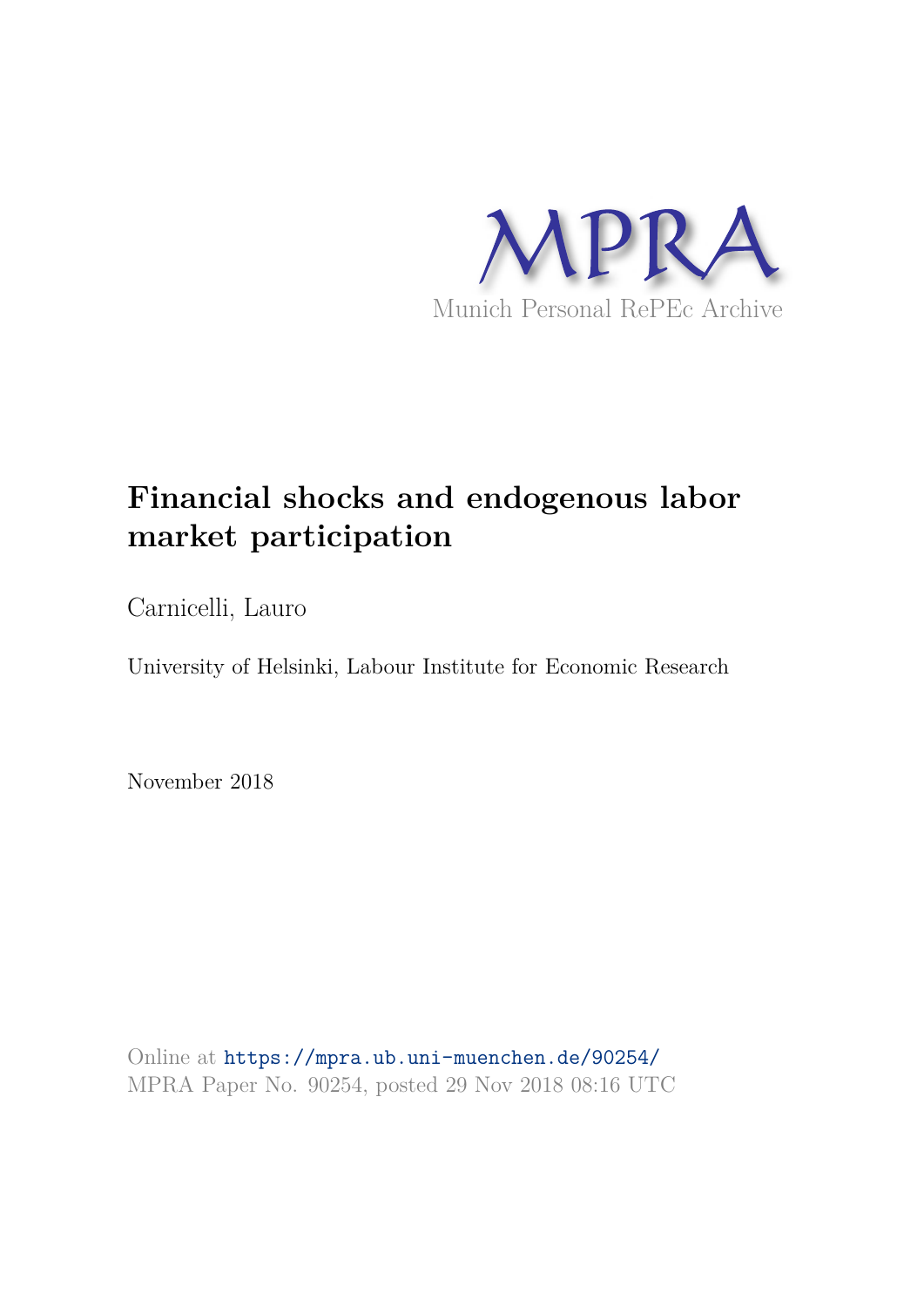MPRA

Munich Personal RePEc Archive

# Financial shocks and endogenous labor market participation

Carnicelli, Lauro

University of Helsinki, Labour Institute for Economic Research

November 2018

Online at https://mpra.ub.uni-muenchen.de/90254/
MPRA Paper No. 90254, posted 29 Nov 2018 08:16 UTC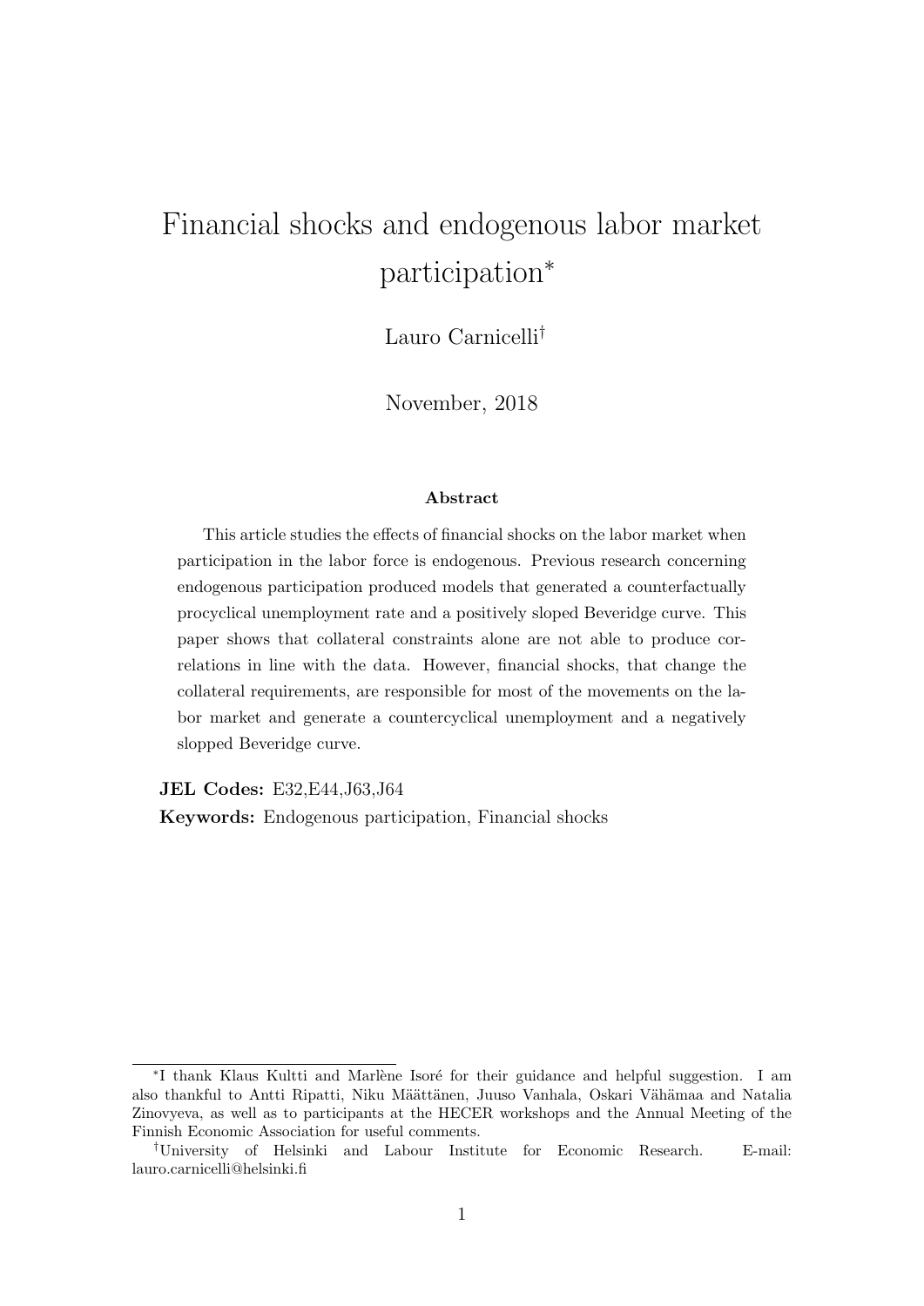# Financial shocks and endogenous labor market participation*

Lauro Carnicelli†

November, 2018

### Abstract

This article studies the effects of financial shocks on the labor market when participation in the labor force is endogenous. Previous research concerning endogenous participation produced models that generated a counterfactually procyclical unemployment rate and a positively sloped Beveridge curve. This paper shows that collateral constraints alone are not able to produce correlations in line with the data. However, financial shocks, that change the collateral requirements, are responsible for most of the movements on the labor market and generate a countercyclical unemployment and a negatively slopped Beveridge curve.

**JEL Codes:** E32,E44,J63,J64

**Keywords:** Endogenous participation, Financial shocks

---

*I thank Klaus Kultti and Marlène Isoré for their guidance and helpful suggestion. I am also thankful to Antti Ripatti, Niku Määttänen, Juuso Vanhala, Oskari Vähämaa and Natalia Zinovyeva, as well as to participants at the HECER workshops and the Annual Meeting of the Finnish Economic Association for useful comments.

†University of Helsinki and Labour Institute for Economic Research. E-mail: lauro.carnicelli@helsinki.fi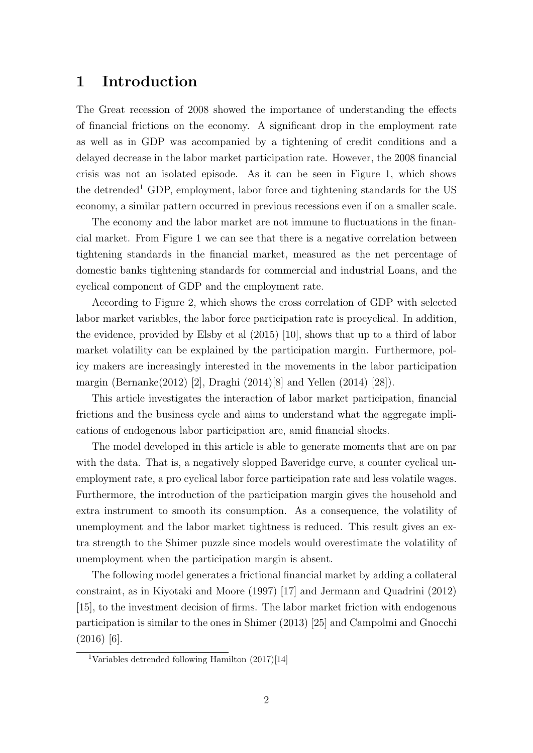# 1 Introduction

The Great recession of 2008 showed the importance of understanding the effects of financial frictions on the economy. A significant drop in the employment rate as well as in GDP was accompanied by a tightening of credit conditions and a delayed decrease in the labor market participation rate. However, the 2008 financial crisis was not an isolated episode. As it can be seen in Figure 1, which shows the detrended[1] GDP, employment, labor force and tightening standards for the US economy, a similar pattern occurred in previous recessions even if on a smaller scale.

The economy and the labor market are not immune to fluctuations in the financial market. From Figure 1 we can see that there is a negative correlation between tightening standards in the financial market, measured as the net percentage of domestic banks tightening standards for commercial and industrial Loans, and the cyclical component of GDP and the employment rate.

According to Figure 2, which shows the cross correlation of GDP with selected labor market variables, the labor force participation rate is procyclical. In addition, the evidence, provided by Elsby et al (2015) [10], shows that up to a third of labor market volatility can be explained by the participation margin. Furthermore, policy makers are increasingly interested in the movements in the labor participation margin (Bernanke(2012) [2], Draghi (2014)[8] and Yellen (2014) [28]).

This article investigates the interaction of labor market participation, financial frictions and the business cycle and aims to understand what the aggregate implications of endogenous labor participation are, amid financial shocks.

The model developed in this article is able to generate moments that are on par with the data. That is, a negatively slopped Baveridge curve, a counter cyclical unemployment rate, a pro cyclical labor force participation rate and less volatile wages. Furthermore, the introduction of the participation margin gives the household and extra instrument to smooth its consumption. As a consequence, the volatility of unemployment and the labor market tightness is reduced. This result gives an extra strength to the Shimer puzzle since models would overestimate the volatility of unemployment when the participation margin is absent.

The following model generates a frictional financial market by adding a collateral constraint, as in Kiyotaki and Moore (1997) [17] and Jermann and Quadrini (2012) [15], to the investment decision of firms. The labor market friction with endogenous participation is similar to the ones in Shimer (2013) [25] and Campolmi and Gnocchi (2016) [6].

[1] Variables detrended following Hamilton (2017)[14]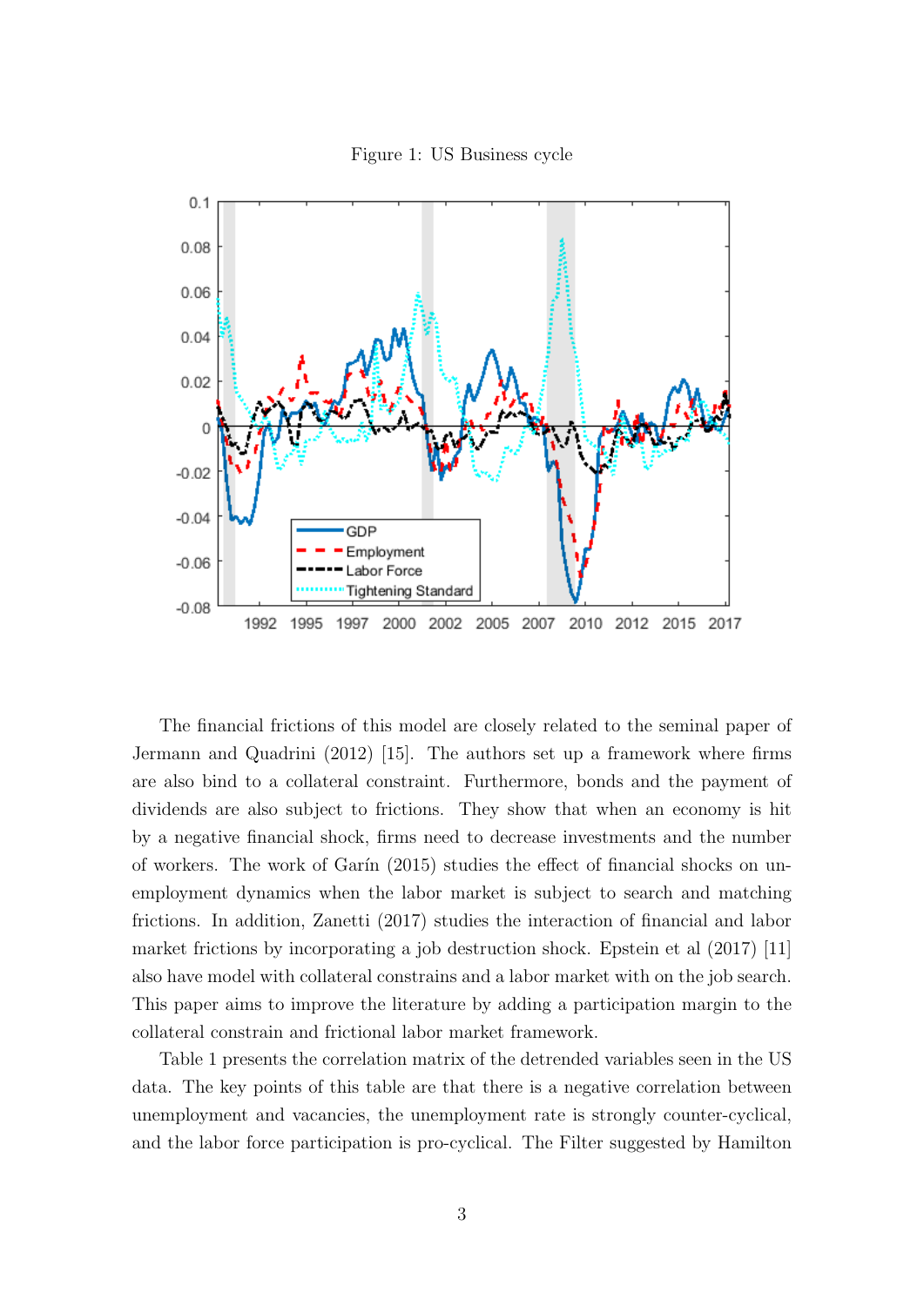Figure 1: US Business cycle

The financial frictions of this model are closely related to the seminal paper of Jermann and Quadrini (2012) [15]. The authors set up a framework where firms are also bind to a collateral constraint. Furthermore, bonds and the payment of dividends are also subject to frictions. They show that when an economy is hit by a negative financial shock, firms need to decrease investments and the number of workers. The work of Garín (2015) studies the effect of financial shocks on unemployment dynamics when the labor market is subject to search and matching frictions. In addition, Zanetti (2017) studies the interaction of financial and labor market frictions by incorporating a job destruction shock. Epstein et al (2017) [11] also have model with collateral constrains and a labor market with on the job search. This paper aims to improve the literature by adding a participation margin to the collateral constrain and frictional labor market framework.

Table 1 presents the correlation matrix of the detrended variables seen in the US data. The key points of this table are that there is a negative correlation between unemployment and vacancies, the unemployment rate is strongly counter-cyclical, and the labor force participation is pro-cyclical. The Filter suggested by Hamilton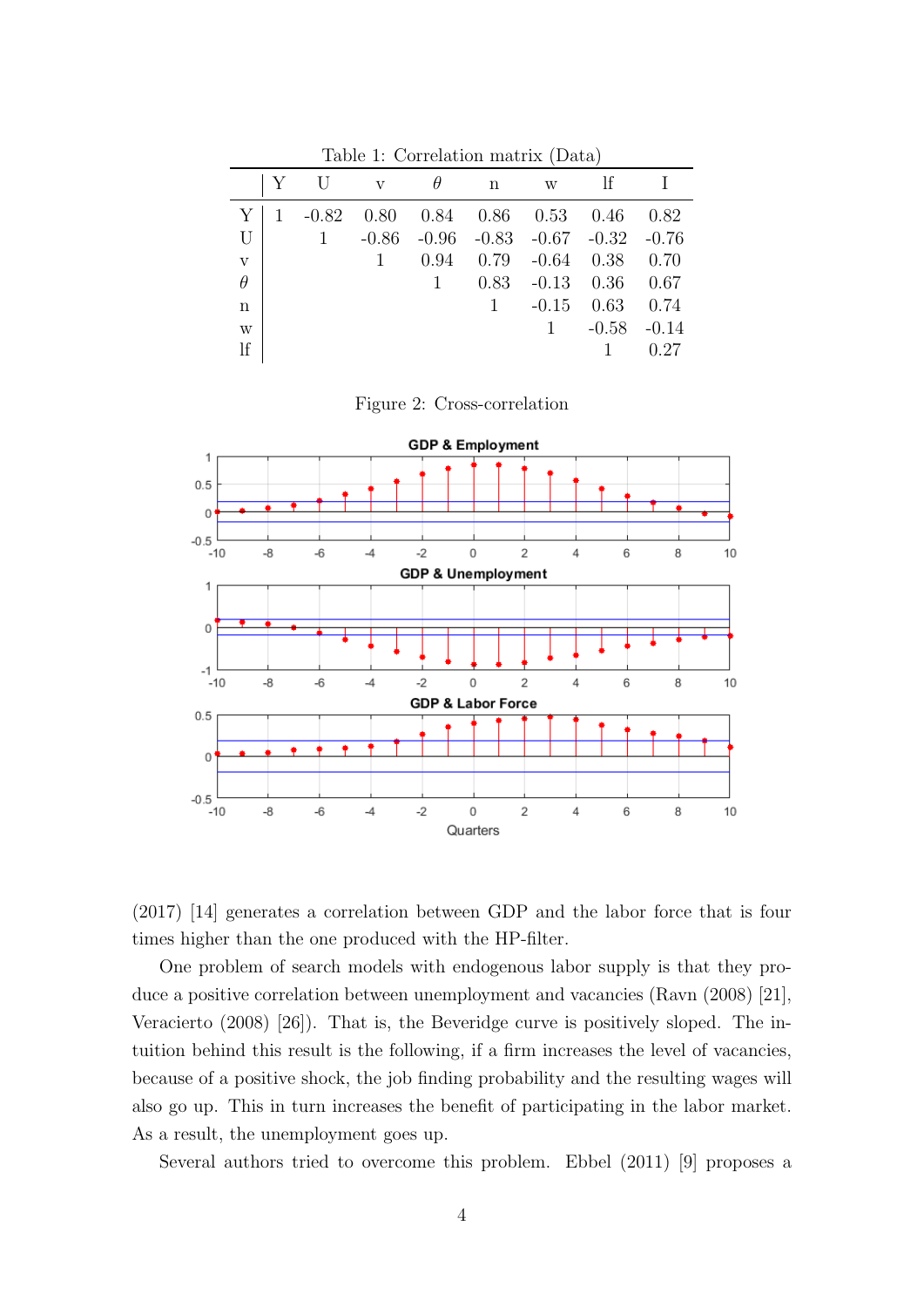Table 1: Correlation matrix (Data)

| | Y | U | v | $\theta$ | n | w | lf | I |
|---|---|---|---|---|---|---|---|---|
| Y | 1 | -0.82 | 0.80 | 0.84 | 0.86 | 0.53 | 0.46 | 0.82 |
| U | | 1 | -0.86 | -0.96 | -0.83 | -0.67 | -0.32 | -0.76 |
| v | | | 1 | 0.94 | 0.79 | -0.64 | 0.38 | 0.70 |
| $\theta$ | | | | 1 | 0.83 | -0.13 | 0.36 | 0.67 |
| n | | | | | 1 | -0.15 | 0.63 | 0.74 |
| w | | | | | | 1 | -0.58 | -0.14 |
| lf | | | | | | | 1 | 0.27 |

Figure 2: Cross-correlation

(2017) [14] generates a correlation between GDP and the labor force that is four times higher than the one produced with the HP-filter.

One problem of search models with endogenous labor supply is that they produce a positive correlation between unemployment and vacancies (Ravn (2008) [21], Veracierto (2008) [26]). That is, the Beveridge curve is positively sloped. The intuition behind this result is the following, if a firm increases the level of vacancies, because of a positive shock, the job finding probability and the resulting wages will also go up. This in turn increases the benefit of participating in the labor market. As a result, the unemployment goes up.

Several authors tried to overcome this problem. Ebbel (2011) [9] proposes a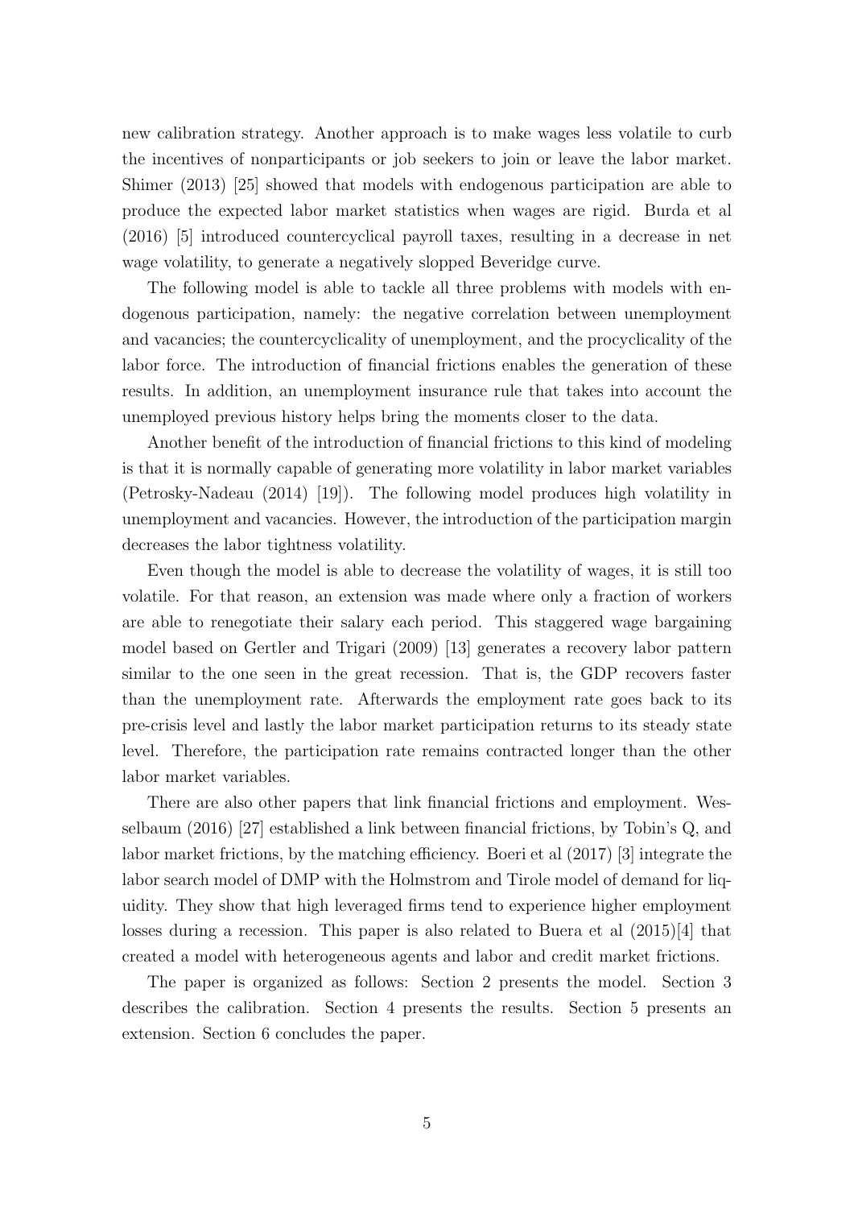new calibration strategy. Another approach is to make wages less volatile to curb the incentives of nonparticipants or job seekers to join or leave the labor market. Shimer (2013) [25] showed that models with endogenous participation are able to produce the expected labor market statistics when wages are rigid. Burda et al (2016) [5] introduced countercyclical payroll taxes, resulting in a decrease in net wage volatility, to generate a negatively slopped Beveridge curve.

The following model is able to tackle all three problems with models with endogenous participation, namely: the negative correlation between unemployment and vacancies; the countercyclicality of unemployment, and the procyclicality of the labor force. The introduction of financial frictions enables the generation of these results. In addition, an unemployment insurance rule that takes into account the unemployed previous history helps bring the moments closer to the data.

Another benefit of the introduction of financial frictions to this kind of modeling is that it is normally capable of generating more volatility in labor market variables (Petrosky-Nadeau (2014) [19]). The following model produces high volatility in unemployment and vacancies. However, the introduction of the participation margin decreases the labor tightness volatility.

Even though the model is able to decrease the volatility of wages, it is still too volatile. For that reason, an extension was made where only a fraction of workers are able to renegotiate their salary each period. This staggered wage bargaining model based on Gertler and Trigari (2009) [13] generates a recovery labor pattern similar to the one seen in the great recession. That is, the GDP recovers faster than the unemployment rate. Afterwards the employment rate goes back to its pre-crisis level and lastly the labor market participation returns to its steady state level. Therefore, the participation rate remains contracted longer than the other labor market variables.

There are also other papers that link financial frictions and employment. Wesselbaum (2016) [27] established a link between financial frictions, by Tobin's Q, and labor market frictions, by the matching efficiency. Boeri et al (2017) [3] integrate the labor search model of DMP with the Holmstrom and Tirole model of demand for liquidity. They show that high leveraged firms tend to experience higher employment losses during a recession. This paper is also related to Buera et al (2015)[4] that created a model with heterogeneous agents and labor and credit market frictions.

The paper is organized as follows: Section 2 presents the model. Section 3 describes the calibration. Section 4 presents the results. Section 5 presents an extension. Section 6 concludes the paper.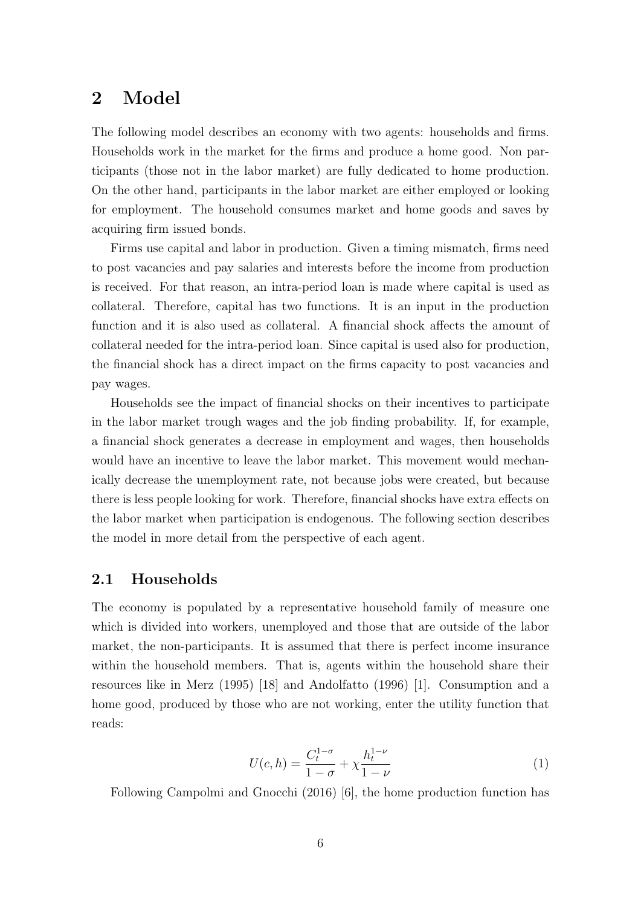## 2 Model

The following model describes an economy with two agents: households and firms. Households work in the market for the firms and produce a home good. Non participants (those not in the labor market) are fully dedicated to home production. On the other hand, participants in the labor market are either employed or looking for employment. The household consumes market and home goods and saves by acquiring firm issued bonds.

Firms use capital and labor in production. Given a timing mismatch, firms need to post vacancies and pay salaries and interests before the income from production is received. For that reason, an intra-period loan is made where capital is used as collateral. Therefore, capital has two functions. It is an input in the production function and it is also used as collateral. A financial shock affects the amount of collateral needed for the intra-period loan. Since capital is used also for production, the financial shock has a direct impact on the firms capacity to post vacancies and pay wages.

Households see the impact of financial shocks on their incentives to participate in the labor market trough wages and the job finding probability. If, for example, a financial shock generates a decrease in employment and wages, then households would have an incentive to leave the labor market. This movement would mechanically decrease the unemployment rate, not because jobs were created, but because there is less people looking for work. Therefore, financial shocks have extra effects on the labor market when participation is endogenous. The following section describes the model in more detail from the perspective of each agent.

### 2.1 Households

The economy is populated by a representative household family of measure one which is divided into workers, unemployed and those that are outside of the labor market, the non-participants. It is assumed that there is perfect income insurance within the household members. That is, agents within the household share their resources like in Merz (1995) [18] and Andolfatto (1996) [1]. Consumption and a home good, produced by those who are not working, enter the utility function that reads:

$$U(c,h) = \frac{C_t^{1-\sigma}}{1-\sigma} + \chi \frac{h_t^{1-\nu}}{1-\nu} \tag{1}$$

Following Campolmi and Gnocchi (2016) [6], the home production function has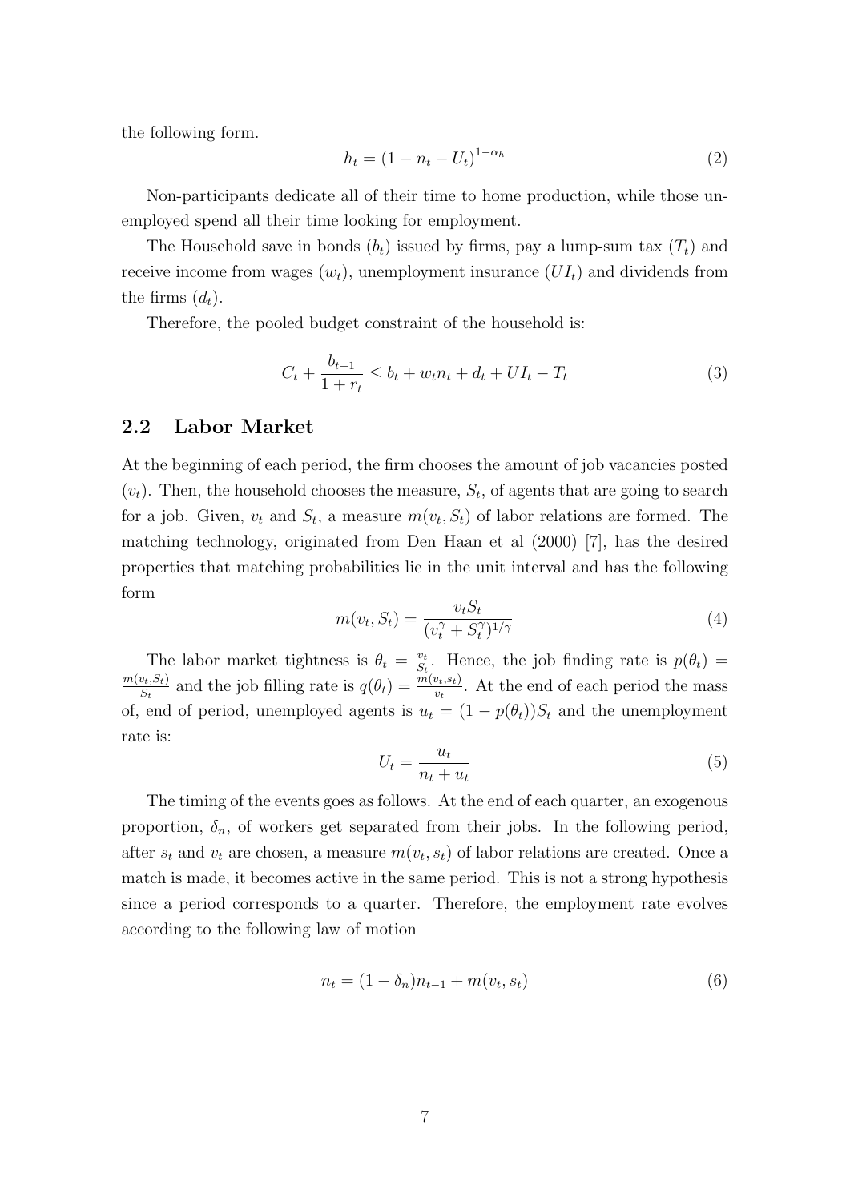the following form.

$$h_t = (1 - n_t - U_t)^{1-\alpha_h} \tag{2}$$

Non-participants dedicate all of their time to home production, while those unemployed spend all their time looking for employment.

The Household save in bonds ($b_t$) issued by firms, pay a lump-sum tax ($T_t$) and receive income from wages ($w_t$), unemployment insurance ($UI_t$) and dividends from the firms ($d_t$).

Therefore, the pooled budget constraint of the household is:

$$C_t + \frac{b_{t+1}}{1 + r_t} \leq b_t + w_t n_t + d_t + UI_t - T_t \tag{3}$$

## 2.2 Labor Market

At the beginning of each period, the firm chooses the amount of job vacancies posted ($v_t$). Then, the household chooses the measure, $S_t$, of agents that are going to search for a job. Given, $v_t$ and $S_t$, a measure $m(v_t, S_t)$ of labor relations are formed. The matching technology, originated from Den Haan et al (2000) [7], has the desired properties that matching probabilities lie in the unit interval and has the following form

$$m(v_t, S_t) = \frac{v_t S_t}{(v_t^\gamma + S_t^\gamma)^{1/\gamma}} \tag{4}$$

The labor market tightness is $\theta_t = \frac{v_t}{S_t}$. Hence, the job finding rate is $p(\theta_t) = \frac{m(v_t, S_t)}{S_t}$ and the job filling rate is $q(\theta_t) = \frac{m(v_t, s_t)}{v_t}$. At the end of each period the mass of, end of period, unemployed agents is $u_t = (1 - p(\theta_t))S_t$ and the unemployment rate is:

$$U_t = \frac{u_t}{n_t + u_t} \tag{5}$$

The timing of the events goes as follows. At the end of each quarter, an exogenous proportion, $\delta_n$, of workers get separated from their jobs. In the following period, after $s_t$ and $v_t$ are chosen, a measure $m(v_t, s_t)$ of labor relations are created. Once a match is made, it becomes active in the same period. This is not a strong hypothesis since a period corresponds to a quarter. Therefore, the employment rate evolves according to the following law of motion

$$n_t = (1 - \delta_n)n_{t-1} + m(v_t, s_t) \tag{6}$$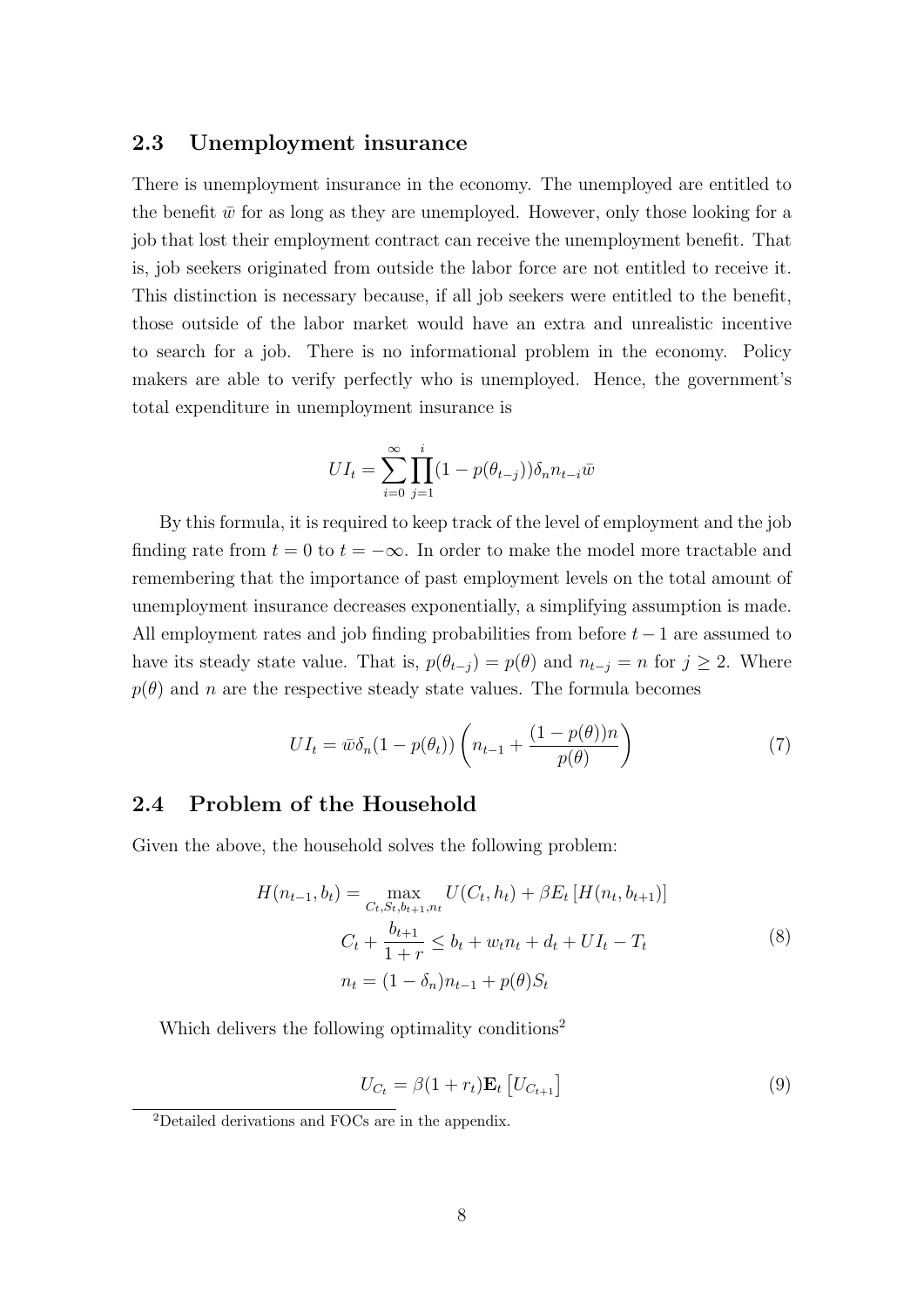## 2.3 Unemployment insurance

There is unemployment insurance in the economy. The unemployed are entitled to the benefit $\bar{w}$ for as long as they are unemployed. However, only those looking for a job that lost their employment contract can receive the unemployment benefit. That is, job seekers originated from outside the labor force are not entitled to receive it. This distinction is necessary because, if all job seekers were entitled to the benefit, those outside of the labor market would have an extra and unrealistic incentive to search for a job. There is no informational problem in the economy. Policy makers are able to verify perfectly who is unemployed. Hence, the government's total expenditure in unemployment insurance is

$$UI_t = \sum_{i=0}^{\infty} \prod_{j=1}^{i} (1 - p(\theta_{t-j}))\delta_n n_{t-i} \bar{w}$$

By this formula, it is required to keep track of the level of employment and the job finding rate from $t = 0$ to $t = -\infty$. In order to make the model more tractable and remembering that the importance of past employment levels on the total amount of unemployment insurance decreases exponentially, a simplifying assumption is made. All employment rates and job finding probabilities from before $t-1$ are assumed to have its steady state value. That is, $p(\theta_{t-j}) = p(\theta)$ and $n_{t-j} = n$ for $j \geq 2$. Where $p(\theta)$ and $n$ are the respective steady state values. The formula becomes

$$UI_t = \bar{w}\delta_n(1 - p(\theta_t)) \left( n_{t-1} + \frac{(1 - p(\theta))n}{p(\theta)} \right) \tag{7}$$

## 2.4 Problem of the Household

Given the above, the household solves the following problem:

$$\begin{aligned} H(n_{t-1}, b_t) = \max_{C_t, S_t, b_{t+1}, n_t} & U(C_t, h_t) + \beta E_t \left[ H(n_t, b_{t+1}) \right] \\ C_t + \frac{b_{t+1}}{1+r} & \leq b_t + w_t n_t + d_t + UI_t - T_t \\ n_t = (1 - \delta_n) & n_{t-1} + p(\theta) S_t \end{aligned} \tag{8}$$

Which delivers the following optimality conditions[2]

$$U_{C_t} = \beta(1 + r_t)\mathbf{E}_t \left[ U_{C_{t+1}} \right] \tag{9}$$

[2]Detailed derivations and FOCs are in the appendix.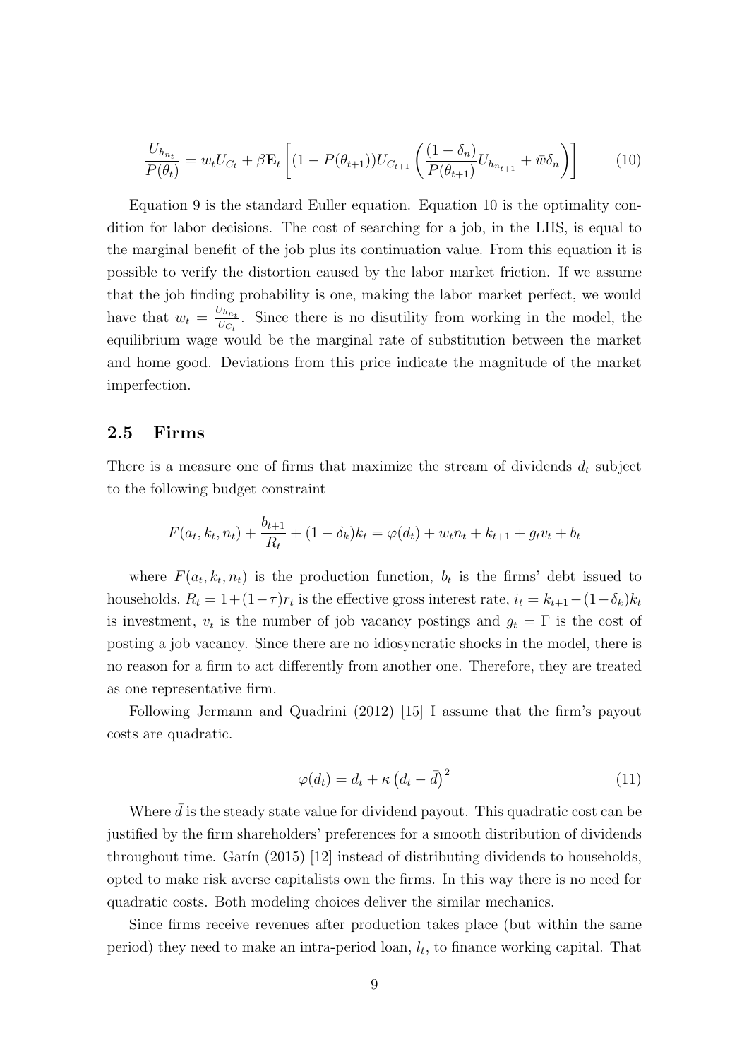$$\frac{U_{h_{n_t}}}{P(\theta_t)} = w_t U_{C_t} + \beta \mathbf{E}_t \left[ (1 - P(\theta_{t+1})) U_{C_{t+1}} \left( \frac{(1-\delta_n)}{P(\theta_{t+1})} U_{h_{n_{t+1}}} + \bar{w}\delta_n \right) \right] \tag{10}$$

Equation 9 is the standard Euller equation. Equation 10 is the optimality condition for labor decisions. The cost of searching for a job, in the LHS, is equal to the marginal benefit of the job plus its continuation value. From this equation it is possible to verify the distortion caused by the labor market friction. If we assume that the job finding probability is one, making the labor market perfect, we would have that $w_t = \frac{U_{h_{n_t}}}{U_{C_t}}$. Since there is no disutility from working in the model, the equilibrium wage would be the marginal rate of substitution between the market and home good. Deviations from this price indicate the magnitude of the market imperfection.

## 2.5 Firms

There is a measure one of firms that maximize the stream of dividends $d_t$ subject to the following budget constraint

$$F(a_t, k_t, n_t) + \frac{b_{t+1}}{R_t} + (1 - \delta_k)k_t = \varphi(d_t) + w_t n_t + k_{t+1} + g_t v_t + b_t$$

where $F(a_t, k_t, n_t)$ is the production function, $b_t$ is the firms' debt issued to households, $R_t = 1 + (1-\tau)r_t$ is the effective gross interest rate, $i_t = k_{t+1} - (1-\delta_k)k_t$ is investment, $v_t$ is the number of job vacancy postings and $g_t = \Gamma$ is the cost of posting a job vacancy. Since there are no idiosyncratic shocks in the model, there is no reason for a firm to act differently from another one. Therefore, they are treated as one representative firm.

Following Jermann and Quadrini (2012) [15] I assume that the firm's payout costs are quadratic.

$$\varphi(d_t) = d_t + \kappa \left(d_t - \bar{d}\right)^2 \tag{11}$$

Where $\bar{d}$ is the steady state value for dividend payout. This quadratic cost can be justified by the firm shareholders' preferences for a smooth distribution of dividends throughout time. Garín (2015) [12] instead of distributing dividends to households, opted to make risk averse capitalists own the firms. In this way there is no need for quadratic costs. Both modeling choices deliver the similar mechanics.

Since firms receive revenues after production takes place (but within the same period) they need to make an intra-period loan, $l_t$, to finance working capital. That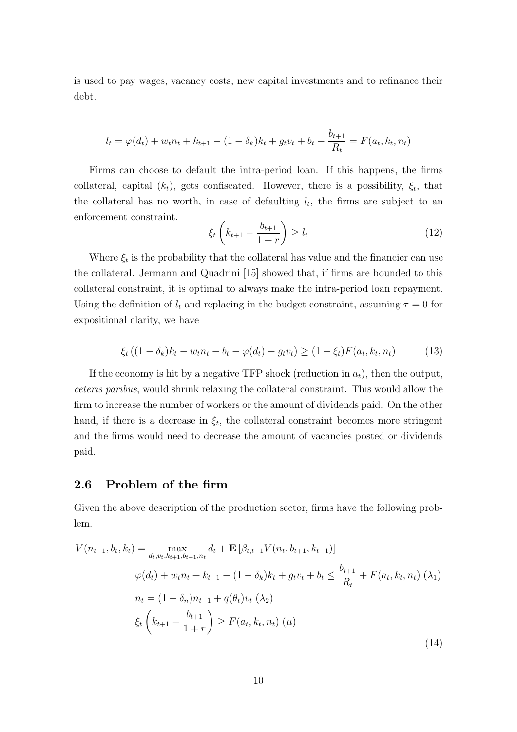is used to pay wages, vacancy costs, new capital investments and to refinance their debt.

$$l_t = \varphi(d_t) + w_t n_t + k_{t+1} - (1-\delta_k)k_t + g_t v_t + b_t - \frac{b_{t+1}}{R_t} = F(a_t, k_t, n_t)$$

Firms can choose to default the intra-period loan. If this happens, the firms collateral, capital ($k_t$), gets confiscated. However, there is a possibility, $\xi_t$, that the collateral has no worth, in case of defaulting $l_t$, the firms are subject to an enforcement constraint.

$$\xi_t \left( k_{t+1} - \frac{b_{t+1}}{1+r} \right) \geq l_t \tag{12}$$

Where $\xi_t$ is the probability that the collateral has value and the financier can use the collateral. Jermann and Quadrini [15] showed that, if firms are bounded to this collateral constraint, it is optimal to always make the intra-period loan repayment. Using the definition of $l_t$ and replacing in the budget constraint, assuming $\tau = 0$ for expositional clarity, we have

$$\xi_t \left( (1-\delta_k)k_t - w_t n_t - b_t - \varphi(d_t) - g_t v_t \right) \geq (1-\xi_t) F(a_t, k_t, n_t) \tag{13}$$

If the economy is hit by a negative TFP shock (reduction in $a_t$), then the output, *ceteris paribus*, would shrink relaxing the collateral constraint. This would allow the firm to increase the number of workers or the amount of dividends paid. On the other hand, if there is a decrease in $\xi_t$, the collateral constraint becomes more stringent and the firms would need to decrease the amount of vacancies posted or dividends paid.

## 2.6 Problem of the firm

Given the above description of the production sector, firms have the following problem.

$$\begin{aligned}
V(n_{t-1}, b_t, k_t) = \max_{d_t, v_t, k_{t+1}, b_{t+1}, n_t} \; & d_t + \mathbf{E}\left[\beta_{t,t+1} V(n_t, b_{t+1}, k_{t+1})\right] \\
& \varphi(d_t) + w_t n_t + k_{t+1} - (1-\delta_k)k_t + g_t v_t + b_t \leq \frac{b_{t+1}}{R_t} + F(a_t, k_t, n_t) \; (\lambda_1) \\
& n_t = (1-\delta_n)n_{t-1} + q(\theta_t)v_t \; (\lambda_2) \\
& \xi_t \left( k_{t+1} - \frac{b_{t+1}}{1+r} \right) \geq F(a_t, k_t, n_t) \; (\mu)
\end{aligned} \tag{14}$$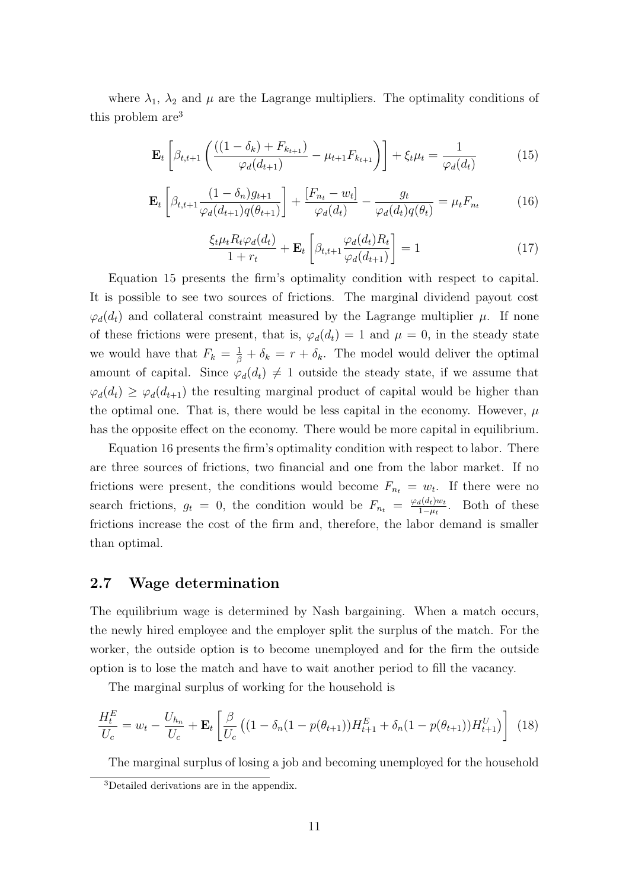where $\lambda_1$, $\lambda_2$ and $\mu$ are the Lagrange multipliers. The optimality conditions of this problem are[3]

$$\mathbf{E}_t\left[\beta_{t,t+1}\left(\frac{((1-\delta_k)+F_{k_{t+1}})}{\varphi_d(d_{t+1})}-\mu_{t+1}F_{k_{t+1}}\right)\right]+\xi_t\mu_t=\frac{1}{\varphi_d(d_t)} \tag{15}$$

$$\mathbf{E}_t\left[\beta_{t,t+1}\frac{(1-\delta_n)g_{t+1}}{\varphi_d(d_{t+1})q(\theta_{t+1})}\right]+\frac{[F_{n_t}-w_t]}{\varphi_d(d_t)}-\frac{g_t}{\varphi_d(d_t)q(\theta_t)}=\mu_t F_{n_t} \tag{16}$$

$$\frac{\xi_t\mu_t R_t\varphi_d(d_t)}{1+r_t}+\mathbf{E}_t\left[\beta_{t,t+1}\frac{\varphi_d(d_t)R_t}{\varphi_d(d_{t+1})}\right]=1 \tag{17}$$

Equation 15 presents the firm's optimality condition with respect to capital. It is possible to see two sources of frictions. The marginal dividend payout cost $\varphi_d(d_t)$ and collateral constraint measured by the Lagrange multiplier $\mu$. If none of these frictions were present, that is, $\varphi_d(d_t)=1$ and $\mu=0$, in the steady state we would have that $F_k=\frac{1}{\beta}+\delta_k=r+\delta_k$. The model would deliver the optimal amount of capital. Since $\varphi_d(d_t)\neq 1$ outside the steady state, if we assume that $\varphi_d(d_t)\geq\varphi_d(d_{t+1})$ the resulting marginal product of capital would be higher than the optimal one. That is, there would be less capital in the economy. However, $\mu$ has the opposite effect on the economy. There would be more capital in equilibrium.

Equation 16 presents the firm's optimality condition with respect to labor. There are three sources of frictions, two financial and one from the labor market. If no frictions were present, the conditions would become $F_{n_t}=w_t$. If there were no search frictions, $g_t=0$, the condition would be $F_{n_t}=\frac{\varphi_d(d_t)w_t}{1-\mu_t}$. Both of these frictions increase the cost of the firm and, therefore, the labor demand is smaller than optimal.

## 2.7 Wage determination

The equilibrium wage is determined by Nash bargaining. When a match occurs, the newly hired employee and the employer split the surplus of the match. For the worker, the outside option is to become unemployed and for the firm the outside option is to lose the match and have to wait another period to fill the vacancy.

The marginal surplus of working for the household is

$$\frac{H_t^E}{U_c}=w_t-\frac{U_{h_n}}{U_c}+\mathbf{E}_t\left[\frac{\beta}{U_c}\left((1-\delta_n(1-p(\theta_{t+1}))H_{t+1}^E+\delta_n(1-p(\theta_{t+1}))H_{t+1}^U\right)\right] \tag{18}$$

The marginal surplus of losing a job and becoming unemployed for the household

[3]Detailed derivations are in the appendix.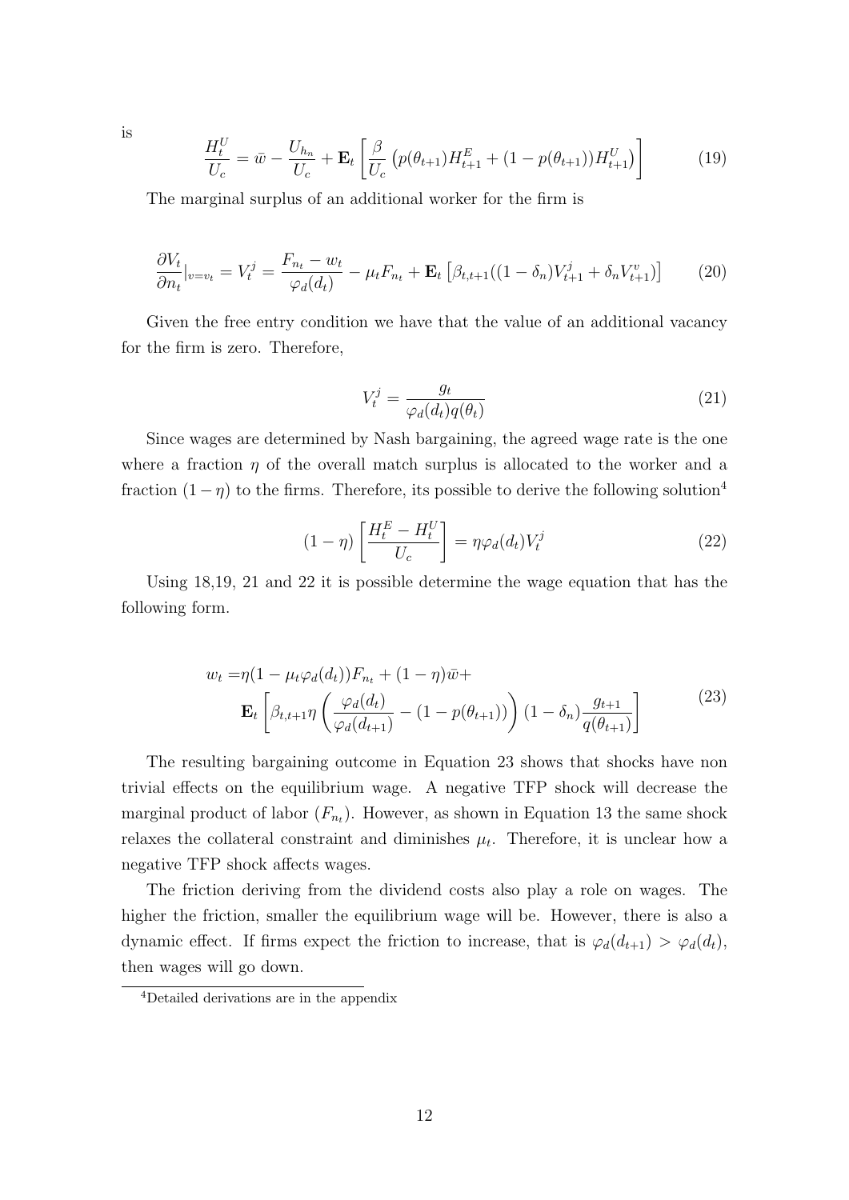is

$$\frac{H_t^U}{U_c} = \bar{w} - \frac{U_{h_n}}{U_c} + \mathbf{E}_t \left[ \frac{\beta}{U_c} \left( p(\theta_{t+1}) H_{t+1}^E + (1 - p(\theta_{t+1})) H_{t+1}^U \right) \right] \tag{19}$$

The marginal surplus of an additional worker for the firm is

$$\frac{\partial V_t}{\partial n_t}|_{v=v_t} = V_t^j = \frac{F_{n_t} - w_t}{\varphi_d(d_t)} - \mu_t F_{n_t} + \mathbf{E}_t \left[ \beta_{t,t+1} ((1 - \delta_n) V_{t+1}^j + \delta_n V_{t+1}^v) \right] \tag{20}$$

Given the free entry condition we have that the value of an additional vacancy for the firm is zero. Therefore,

$$V_t^j = \frac{g_t}{\varphi_d(d_t) q(\theta_t)} \tag{21}$$

Since wages are determined by Nash bargaining, the agreed wage rate is the one where a fraction $\eta$ of the overall match surplus is allocated to the worker and a fraction $(1 - \eta)$ to the firms. Therefore, its possible to derive the following solution[4]

$$(1 - \eta) \left[ \frac{H_t^E - H_t^U}{U_c} \right] = \eta \varphi_d(d_t) V_t^j \tag{22}$$

Using 18,19, 21 and 22 it is possible determine the wage equation that has the following form.

$$\begin{aligned} w_t =& \eta (1 - \mu_t \varphi_d(d_t)) F_{n_t} + (1 - \eta) \bar{w} + \\ & \mathbf{E}_t \left[ \beta_{t,t+1} \eta \left( \frac{\varphi_d(d_t)}{\varphi_d(d_{t+1})} - (1 - p(\theta_{t+1})) \right) (1 - \delta_n) \frac{g_{t+1}}{q(\theta_{t+1})} \right] \end{aligned} \tag{23}$$

The resulting bargaining outcome in Equation 23 shows that shocks have non trivial effects on the equilibrium wage. A negative TFP shock will decrease the marginal product of labor ($F_{n_t}$). However, as shown in Equation 13 the same shock relaxes the collateral constraint and diminishes $\mu_t$. Therefore, it is unclear how a negative TFP shock affects wages.

The friction deriving from the dividend costs also play a role on wages. The higher the friction, smaller the equilibrium wage will be. However, there is also a dynamic effect. If firms expect the friction to increase, that is $\varphi_d(d_{t+1}) > \varphi_d(d_t)$, then wages will go down.

[4] Detailed derivations are in the appendix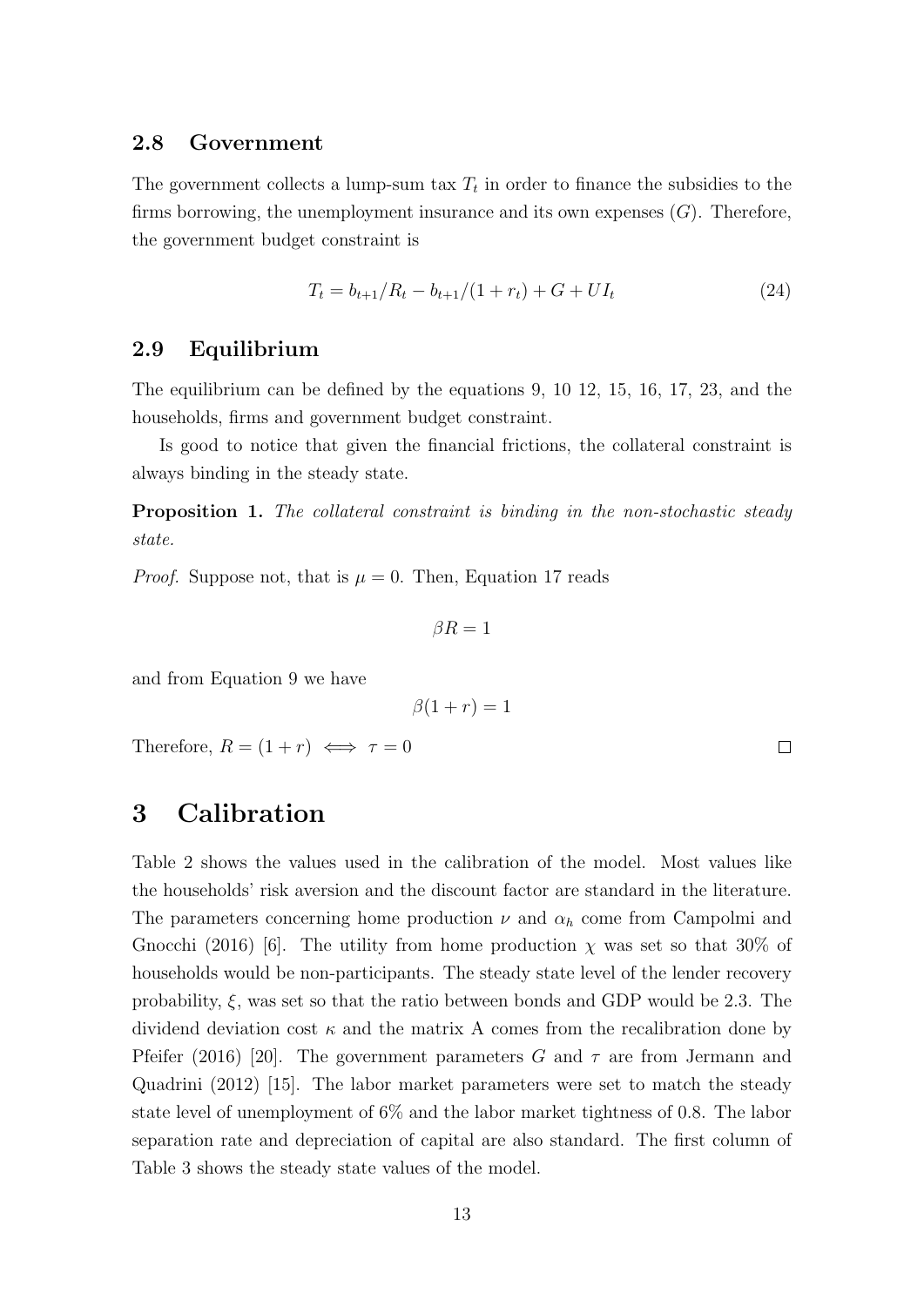### 2.8 Government

The government collects a lump-sum tax $T_t$ in order to finance the subsidies to the firms borrowing, the unemployment insurance and its own expenses ($G$). Therefore, the government budget constraint is

$$T_t = b_{t+1}/R_t - b_{t+1}/(1 + r_t) + G + UI_t \tag{24}$$

### 2.9 Equilibrium

The equilibrium can be defined by the equations 9, 10 12, 15, 16, 17, 23, and the households, firms and government budget constraint.

Is good to notice that given the financial frictions, the collateral constraint is always binding in the steady state.

**Proposition 1.** *The collateral constraint is binding in the non-stochastic steady state.*

*Proof.* Suppose not, that is $\mu = 0$. Then, Equation 17 reads

$$\beta R = 1$$

and from Equation 9 we have

$$\beta(1 + r) = 1$$

Therefore, $R = (1 + r) \iff \tau = 0$ □

# 3 Calibration

Table 2 shows the values used in the calibration of the model. Most values like the households' risk aversion and the discount factor are standard in the literature. The parameters concerning home production $\nu$ and $\alpha_h$ come from Campolmi and Gnocchi (2016) [6]. The utility from home production $\chi$ was set so that 30% of households would be non-participants. The steady state level of the lender recovery probability, $\xi$, was set so that the ratio between bonds and GDP would be 2.3. The dividend deviation cost $\kappa$ and the matrix A comes from the recalibration done by Pfeifer (2016) [20]. The government parameters $G$ and $\tau$ are from Jermann and Quadrini (2012) [15]. The labor market parameters were set to match the steady state level of unemployment of 6% and the labor market tightness of 0.8. The labor separation rate and depreciation of capital are also standard. The first column of Table 3 shows the steady state values of the model.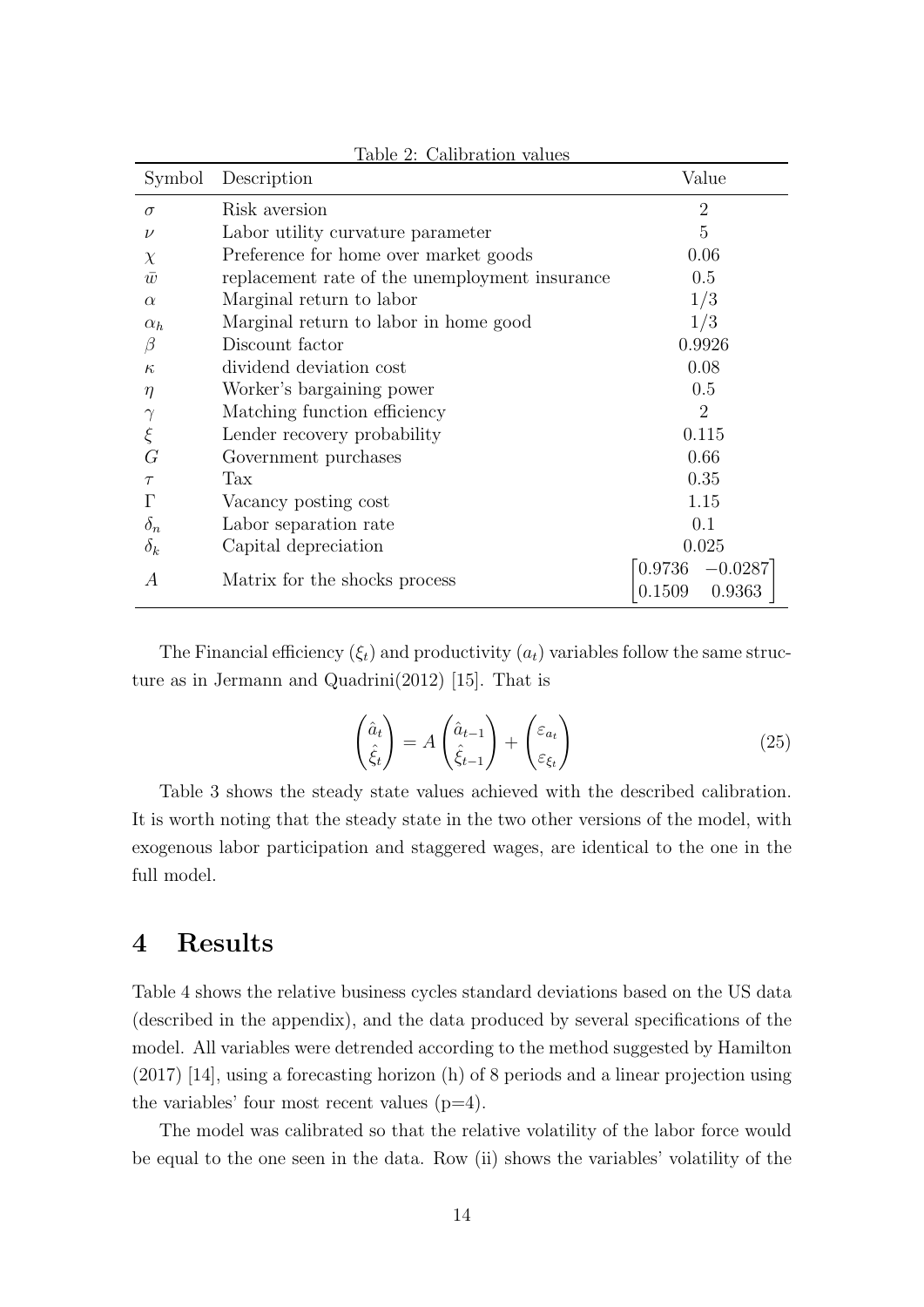Table 2: Calibration values

| Symbol | Description | Value |
|---|---|---|
| $\sigma$ | Risk aversion | 2 |
| $\nu$ | Labor utility curvature parameter | 5 |
| $\chi$ | Preference for home over market goods | 0.06 |
| $\bar{w}$ | replacement rate of the unemployment insurance | 0.5 |
| $\alpha$ | Marginal return to labor | 1/3 |
| $\alpha_h$ | Marginal return to labor in home good | 1/3 |
| $\beta$ | Discount factor | 0.9926 |
| $\kappa$ | dividend deviation cost | 0.08 |
| $\eta$ | Worker's bargaining power | 0.5 |
| $\gamma$ | Matching function efficiency | 2 |
| $\xi$ | Lender recovery probability | 0.115 |
| $G$ | Government purchases | 0.66 |
| $\tau$ | Tax | 0.35 |
| $\Gamma$ | Vacancy posting cost | 1.15 |
| $\delta_n$ | Labor separation rate | 0.1 |
| $\delta_k$ | Capital depreciation | 0.025 |
| $A$ | Matrix for the shocks process | $\begin{bmatrix} 0.9736 & -0.0287 \\ 0.1509 & 0.9363 \end{bmatrix}$ |

The Financial efficiency ($\xi_t$) and productivity ($a_t$) variables follow the same structure as in Jermann and Quadrini(2012) [15]. That is

$$\begin{pmatrix} \hat{a}_t \\ \hat{\xi}_t \end{pmatrix} = A \begin{pmatrix} \hat{a}_{t-1} \\ \hat{\xi}_{t-1} \end{pmatrix} + \begin{pmatrix} \varepsilon_{a_t} \\ \varepsilon_{\xi_t} \end{pmatrix} \tag{25}$$

Table 3 shows the steady state values achieved with the described calibration. It is worth noting that the steady state in the two other versions of the model, with exogenous labor participation and staggered wages, are identical to the one in the full model.

# 4 Results

Table 4 shows the relative business cycles standard deviations based on the US data (described in the appendix), and the data produced by several specifications of the model. All variables were detrended according to the method suggested by Hamilton (2017) [14], using a forecasting horizon (h) of 8 periods and a linear projection using the variables' four most recent values (p=4).

The model was calibrated so that the relative volatility of the labor force would be equal to the one seen in the data. Row (ii) shows the variables' volatility of the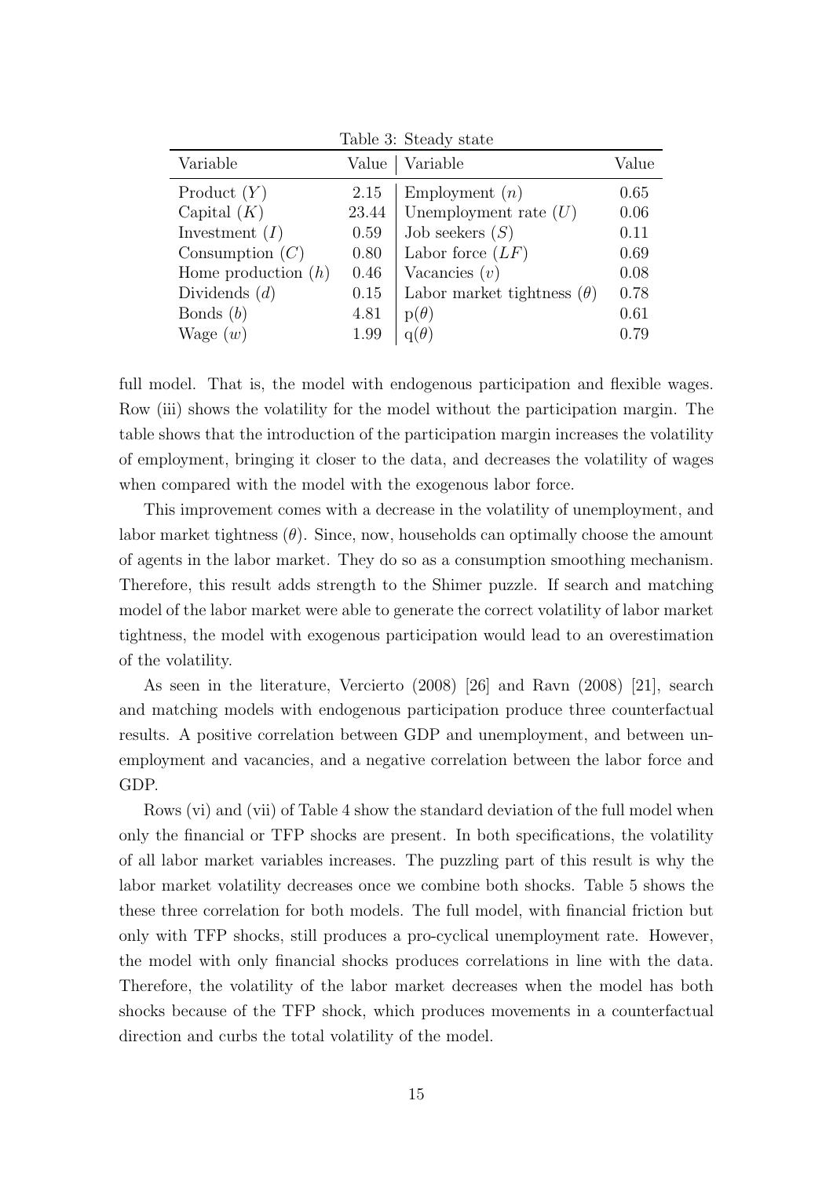Table 3: Steady state

| Variable | Value | Variable | Value |
|---|---|---|---|
| Product ($Y$) | 2.15 | Employment ($n$) | 0.65 |
| Capital ($K$) | 23.44 | Unemployment rate ($U$) | 0.06 |
| Investment ($I$) | 0.59 | Job seekers ($S$) | 0.11 |
| Consumption ($C$) | 0.80 | Labor force ($LF$) | 0.69 |
| Home production ($h$) | 0.46 | Vacancies ($v$) | 0.08 |
| Dividends ($d$) | 0.15 | Labor market tightness ($\theta$) | 0.78 |
| Bonds ($b$) | 4.81 | $\mathrm{p}(\theta)$ | 0.61 |
| Wage ($w$) | 1.99 | $\mathrm{q}(\theta)$ | 0.79 |

full model. That is, the model with endogenous participation and flexible wages. Row (iii) shows the volatility for the model without the participation margin. The table shows that the introduction of the participation margin increases the volatility of employment, bringing it closer to the data, and decreases the volatility of wages when compared with the model with the exogenous labor force.

This improvement comes with a decrease in the volatility of unemployment, and labor market tightness ($\theta$). Since, now, households can optimally choose the amount of agents in the labor market. They do so as a consumption smoothing mechanism. Therefore, this result adds strength to the Shimer puzzle. If search and matching model of the labor market were able to generate the correct volatility of labor market tightness, the model with exogenous participation would lead to an overestimation of the volatility.

As seen in the literature, Vercierto (2008) [26] and Ravn (2008) [21], search and matching models with endogenous participation produce three counterfactual results. A positive correlation between GDP and unemployment, and between unemployment and vacancies, and a negative correlation between the labor force and GDP.

Rows (vi) and (vii) of Table 4 show the standard deviation of the full model when only the financial or TFP shocks are present. In both specifications, the volatility of all labor market variables increases. The puzzling part of this result is why the labor market volatility decreases once we combine both shocks. Table 5 shows the these three correlation for both models. The full model, with financial friction but only with TFP shocks, still produces a pro-cyclical unemployment rate. However, the model with only financial shocks produces correlations in line with the data. Therefore, the volatility of the labor market decreases when the model has both shocks because of the TFP shock, which produces movements in a counterfactual direction and curbs the total volatility of the model.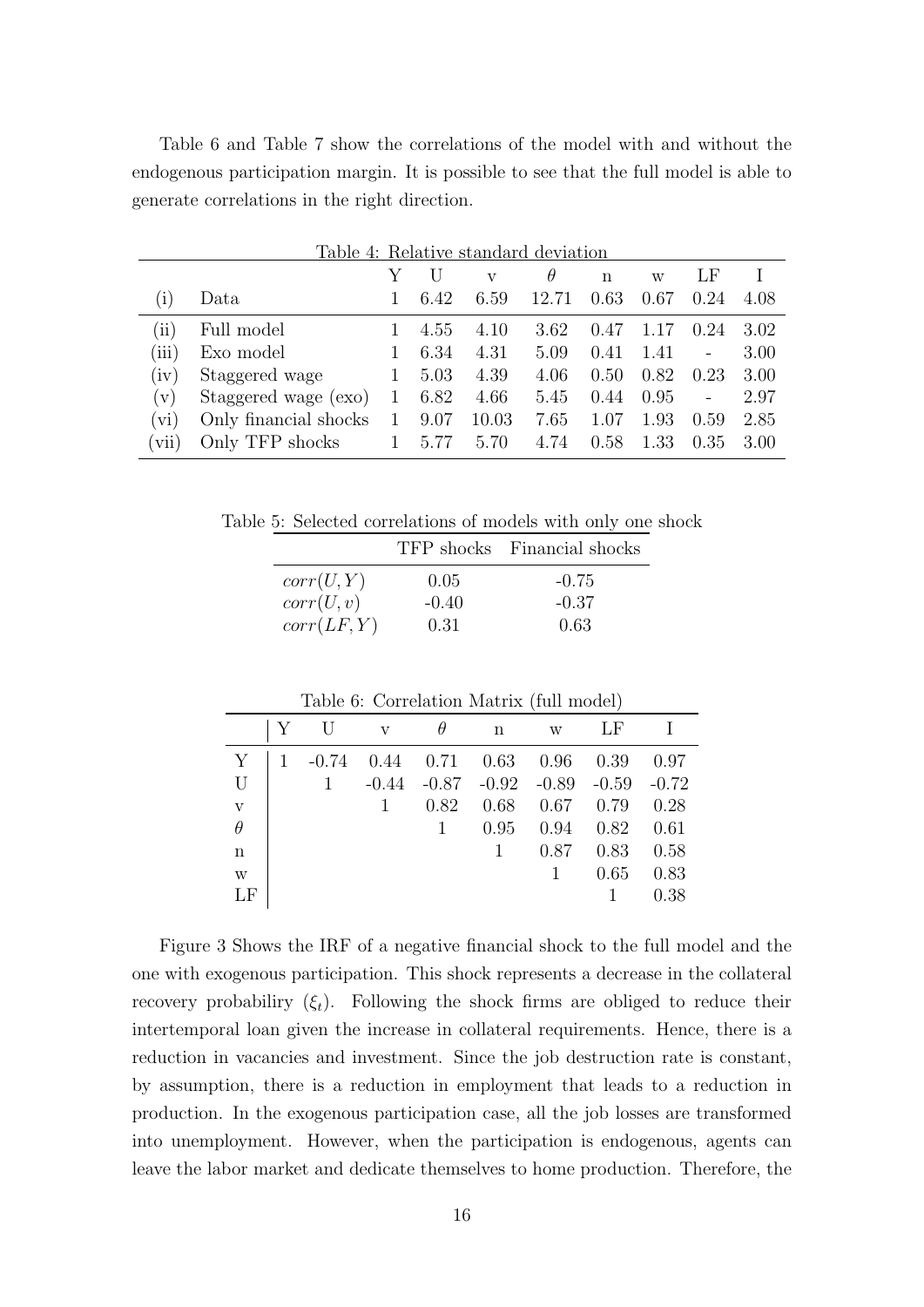Table 6 and Table 7 show the correlations of the model with and without the endogenous participation margin. It is possible to see that the full model is able to generate correlations in the right direction.

Table 4: Relative standard deviation

| | | Y | U | v | $\theta$ | n | w | LF | I |
|---|---|---|---|---|---|---|---|---|---|
| (i) | Data | 1 | 6.42 | 6.59 | 12.71 | 0.63 | 0.67 | 0.24 | 4.08 |
| (ii) | Full model | 1 | 4.55 | 4.10 | 3.62 | 0.47 | 1.17 | 0.24 | 3.02 |
| (iii) | Exo model | 1 | 6.34 | 4.31 | 5.09 | 0.41 | 1.41 | - | 3.00 |
| (iv) | Staggered wage | 1 | 5.03 | 4.39 | 4.06 | 0.50 | 0.82 | 0.23 | 3.00 |
| (v) | Staggered wage (exo) | 1 | 6.82 | 4.66 | 5.45 | 0.44 | 0.95 | - | 2.97 |
| (vi) | Only financial shocks | 1 | 9.07 | 10.03 | 7.65 | 1.07 | 1.93 | 0.59 | 2.85 |
| (vii) | Only TFP shocks | 1 | 5.77 | 5.70 | 4.74 | 0.58 | 1.33 | 0.35 | 3.00 |

Table 5: Selected correlations of models with only one shock

| | TFP shocks | Financial shocks |
|---|---|---|
| $corr(U,Y)$ | 0.05 | -0.75 |
| $corr(U,v)$ | -0.40 | -0.37 |
| $corr(LF,Y)$ | 0.31 | 0.63 |

Table 6: Correlation Matrix (full model)

| | Y | U | v | $\theta$ | n | w | LF | I |
|---|---|---|---|---|---|---|---|---|
| Y | 1 | -0.74 | 0.44 | 0.71 | 0.63 | 0.96 | 0.39 | 0.97 |
| U | | 1 | -0.44 | -0.87 | -0.92 | -0.89 | -0.59 | -0.72 |
| v | | | 1 | 0.82 | 0.68 | 0.67 | 0.79 | 0.28 |
| $\theta$ | | | | 1 | 0.95 | 0.94 | 0.82 | 0.61 |
| n | | | | | 1 | 0.87 | 0.83 | 0.58 |
| w | | | | | | 1 | 0.65 | 0.83 |
| LF | | | | | | | 1 | 0.38 |

Figure 3 Shows the IRF of a negative financial shock to the full model and the one with exogenous participation. This shock represents a decrease in the collateral recovery probabiliry ($\xi_t$). Following the shock firms are obliged to reduce their intertemporal loan given the increase in collateral requirements. Hence, there is a reduction in vacancies and investment. Since the job destruction rate is constant, by assumption, there is a reduction in employment that leads to a reduction in production. In the exogenous participation case, all the job losses are transformed into unemployment. However, when the participation is endogenous, agents can leave the labor market and dedicate themselves to home production. Therefore, the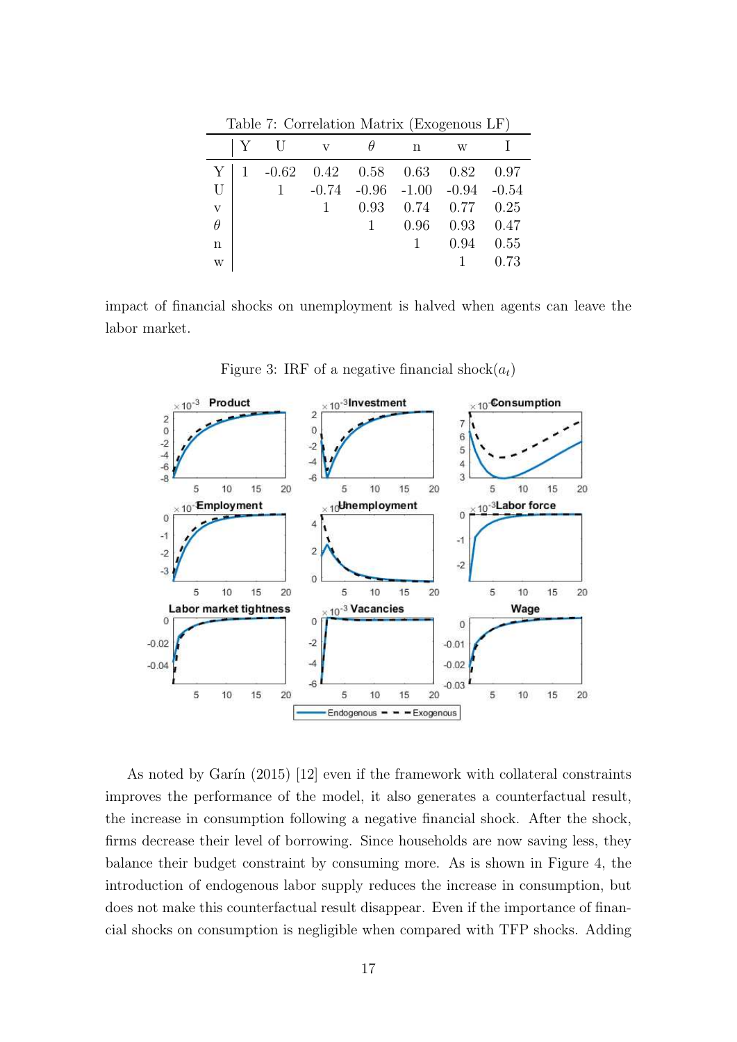Table 7: Correlation Matrix (Exogenous LF)

| | Y | U | v | $\theta$ | n | w | I |
|---|---|---|---|---|---|---|---|
| Y | 1 | -0.62 | 0.42 | 0.58 | 0.63 | 0.82 | 0.97 |
| U | | 1 | -0.74 | -0.96 | -1.00 | -0.94 | -0.54 |
| v | | | 1 | 0.93 | 0.74 | 0.77 | 0.25 |
| $\theta$ | | | | 1 | 0.96 | 0.93 | 0.47 |
| n | | | | | 1 | 0.94 | 0.55 |
| w | | | | | | 1 | 0.73 |

impact of financial shocks on unemployment is halved when agents can leave the labor market.

Figure 3: IRF of a negative financial shock($a_t$)

As noted by Garín (2015) [12] even if the framework with collateral constraints improves the performance of the model, it also generates a counterfactual result, the increase in consumption following a negative financial shock. After the shock, firms decrease their level of borrowing. Since households are now saving less, they balance their budget constraint by consuming more. As is shown in Figure 4, the introduction of endogenous labor supply reduces the increase in consumption, but does not make this counterfactual result disappear. Even if the importance of financial shocks on consumption is negligible when compared with TFP shocks. Adding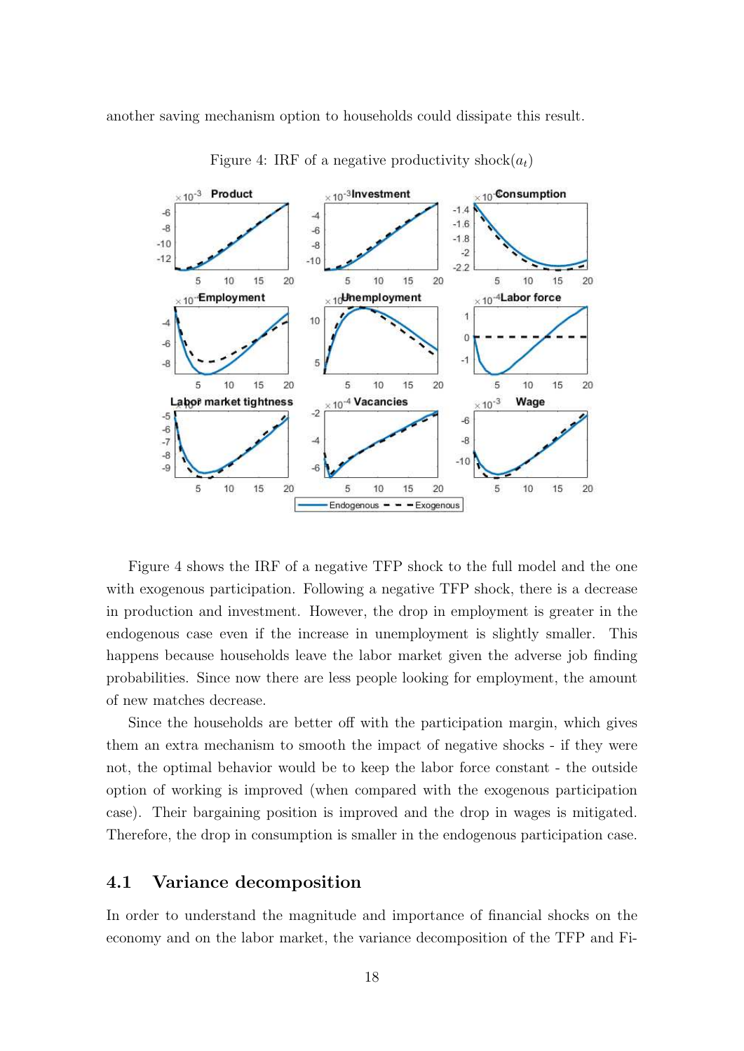another saving mechanism option to households could dissipate this result.

Figure 4: IRF of a negative productivity shock($a_t$)

Figure 4 shows the IRF of a negative TFP shock to the full model and the one with exogenous participation. Following a negative TFP shock, there is a decrease in production and investment. However, the drop in employment is greater in the endogenous case even if the increase in unemployment is slightly smaller. This happens because households leave the labor market given the adverse job finding probabilities. Since now there are less people looking for employment, the amount of new matches decrease.

Since the households are better off with the participation margin, which gives them an extra mechanism to smooth the impact of negative shocks - if they were not, the optimal behavior would be to keep the labor force constant - the outside option of working is improved (when compared with the exogenous participation case). Their bargaining position is improved and the drop in wages is mitigated. Therefore, the drop in consumption is smaller in the endogenous participation case.

## 4.1 Variance decomposition

In order to understand the magnitude and importance of financial shocks on the economy and on the labor market, the variance decomposition of the TFP and Fi-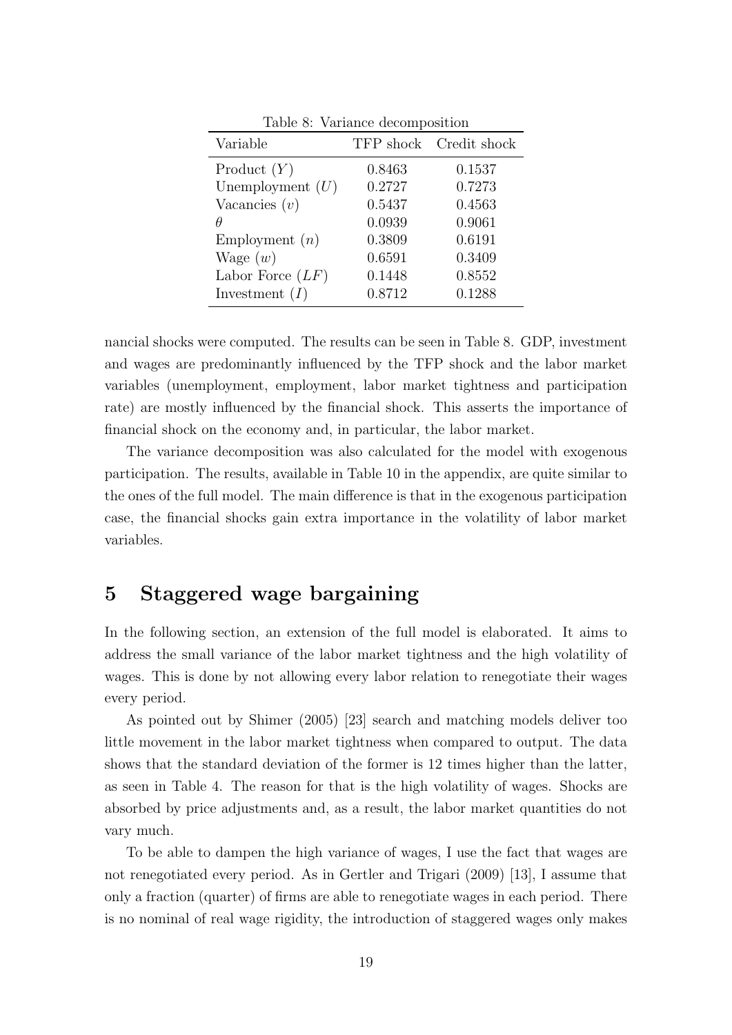Table 8: Variance decomposition

| Variable | TFP shock | Credit shock |
|---|---|---|
| Product ($Y$) | 0.8463 | 0.1537 |
| Unemployment ($U$) | 0.2727 | 0.7273 |
| Vacancies ($v$) | 0.5437 | 0.4563 |
| $\theta$ | 0.0939 | 0.9061 |
| Employment ($n$) | 0.3809 | 0.6191 |
| Wage ($w$) | 0.6591 | 0.3409 |
| Labor Force ($LF$) | 0.1448 | 0.8552 |
| Investment ($I$) | 0.8712 | 0.1288 |

nancial shocks were computed. The results can be seen in Table 8. GDP, investment and wages are predominantly influenced by the TFP shock and the labor market variables (unemployment, employment, labor market tightness and participation rate) are mostly influenced by the financial shock. This asserts the importance of financial shock on the economy and, in particular, the labor market.

The variance decomposition was also calculated for the model with exogenous participation. The results, available in Table 10 in the appendix, are quite similar to the ones of the full model. The main difference is that in the exogenous participation case, the financial shocks gain extra importance in the volatility of labor market variables.

# 5 Staggered wage bargaining

In the following section, an extension of the full model is elaborated. It aims to address the small variance of the labor market tightness and the high volatility of wages. This is done by not allowing every labor relation to renegotiate their wages every period.

As pointed out by Shimer (2005) [23] search and matching models deliver too little movement in the labor market tightness when compared to output. The data shows that the standard deviation of the former is 12 times higher than the latter, as seen in Table 4. The reason for that is the high volatility of wages. Shocks are absorbed by price adjustments and, as a result, the labor market quantities do not vary much.

To be able to dampen the high variance of wages, I use the fact that wages are not renegotiated every period. As in Gertler and Trigari (2009) [13], I assume that only a fraction (quarter) of firms are able to renegotiate wages in each period. There is no nominal of real wage rigidity, the introduction of staggered wages only makes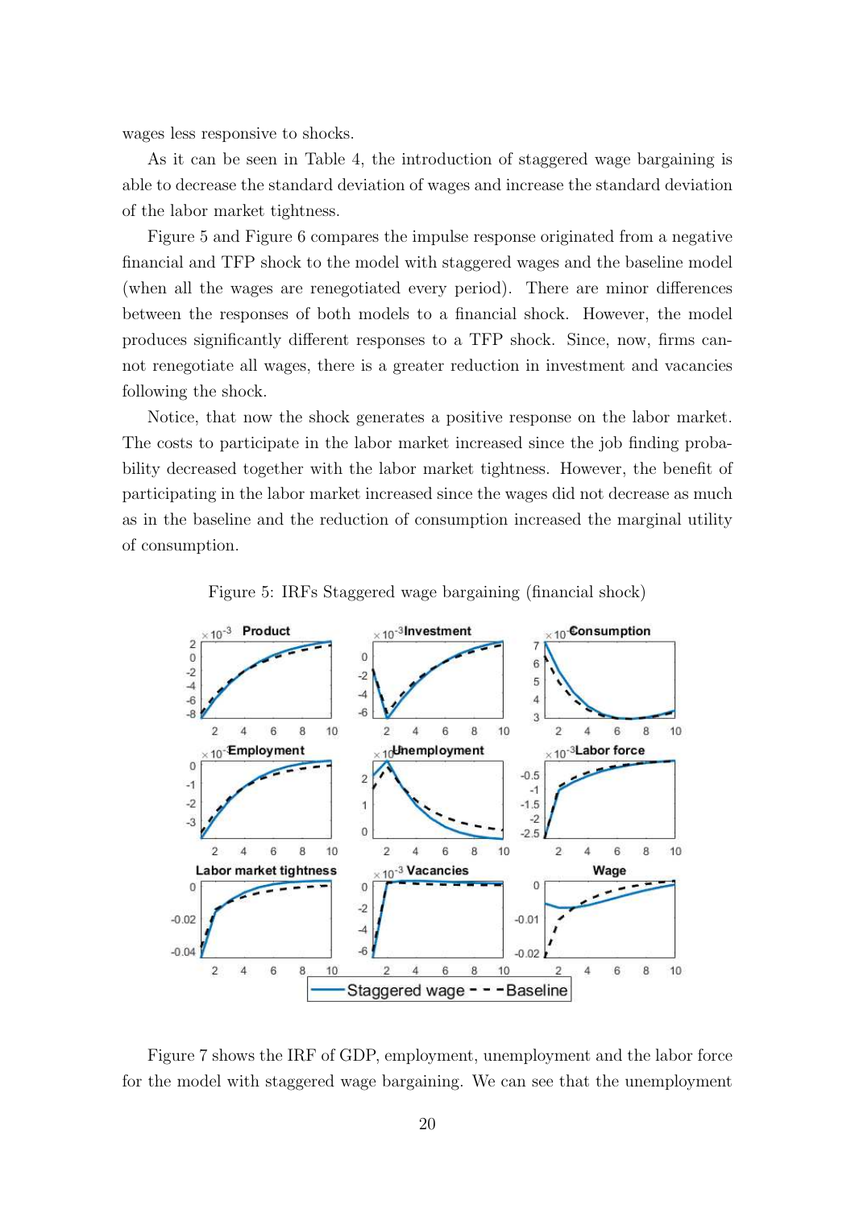wages less responsive to shocks.

As it can be seen in Table 4, the introduction of staggered wage bargaining is able to decrease the standard deviation of wages and increase the standard deviation of the labor market tightness.

Figure 5 and Figure 6 compares the impulse response originated from a negative financial and TFP shock to the model with staggered wages and the baseline model (when all the wages are renegotiated every period). There are minor differences between the responses of both models to a financial shock. However, the model produces significantly different responses to a TFP shock. Since, now, firms cannot renegotiate all wages, there is a greater reduction in investment and vacancies following the shock.

Notice, that now the shock generates a positive response on the labor market. The costs to participate in the labor market increased since the job finding probability decreased together with the labor market tightness. However, the benefit of participating in the labor market increased since the wages did not decrease as much as in the baseline and the reduction of consumption increased the marginal utility of consumption.

Figure 5: IRFs Staggered wage bargaining (financial shock)

Figure 7 shows the IRF of GDP, employment, unemployment and the labor force for the model with staggered wage bargaining. We can see that the unemployment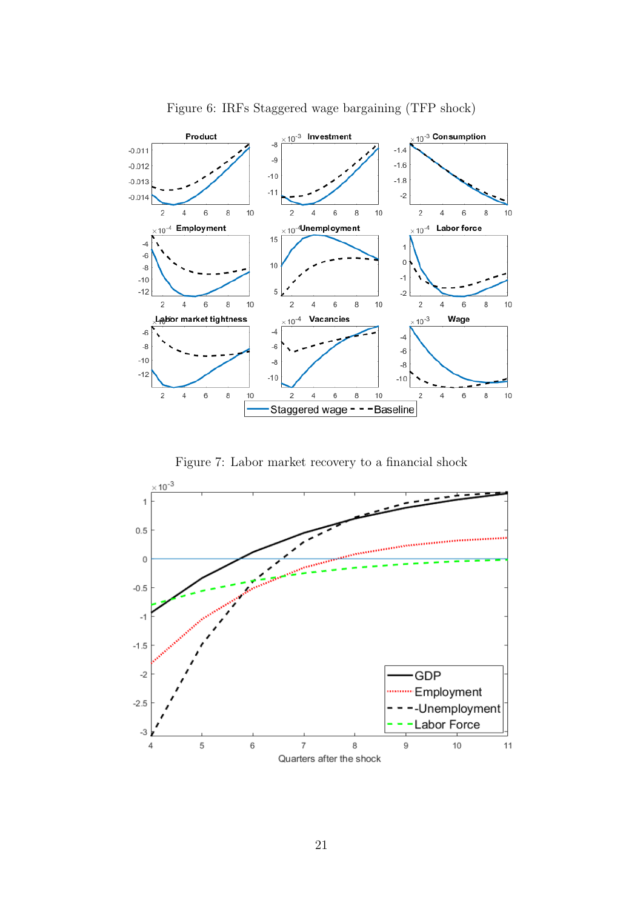Figure 6: IRFs Staggered wage bargaining (TFP shock)

Figure 7: Labor market recovery to a financial shock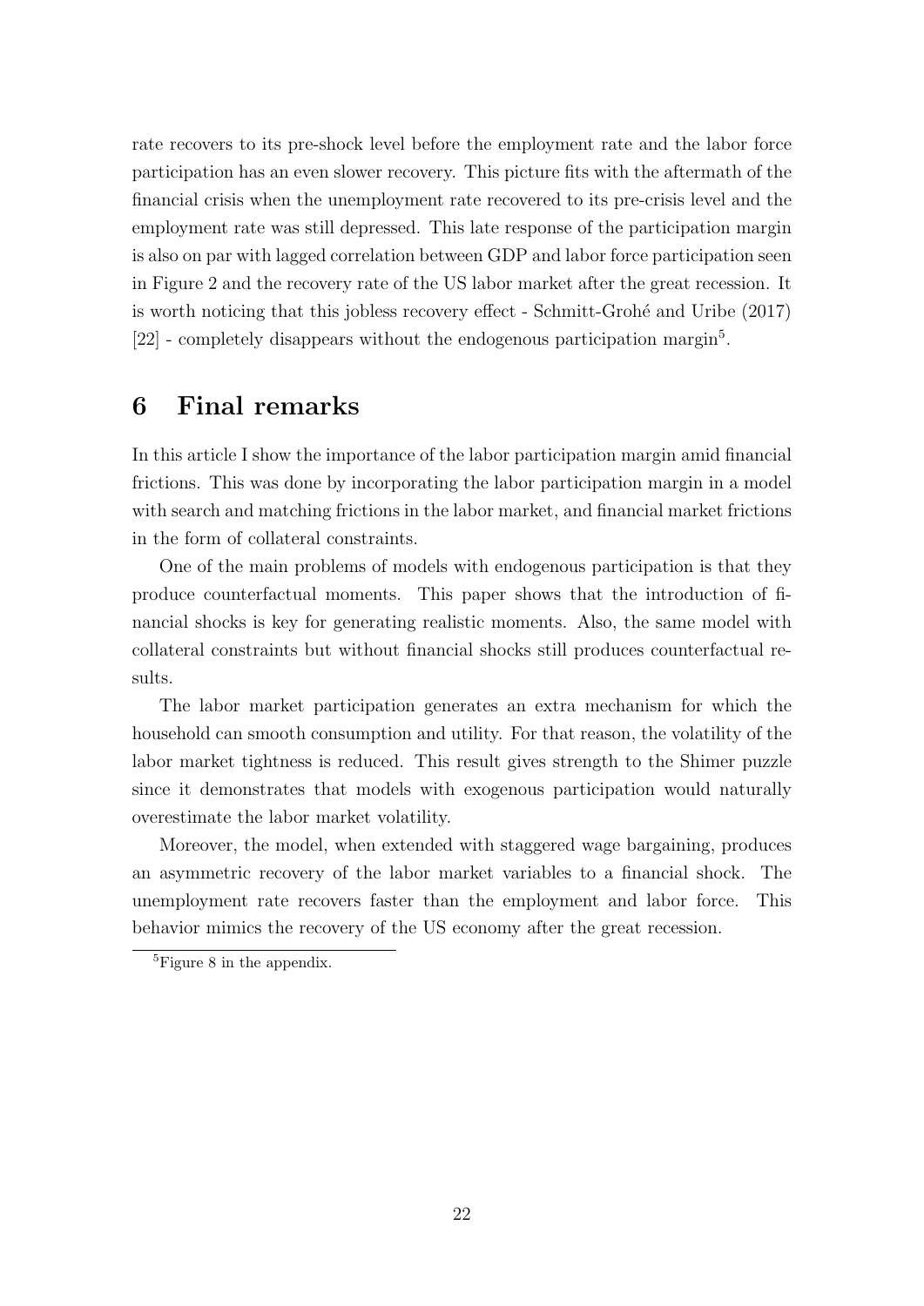rate recovers to its pre-shock level before the employment rate and the labor force participation has an even slower recovery. This picture fits with the aftermath of the financial crisis when the unemployment rate recovered to its pre-crisis level and the employment rate was still depressed. This late response of the participation margin is also on par with lagged correlation between GDP and labor force participation seen in Figure 2 and the recovery rate of the US labor market after the great recession. It is worth noticing that this jobless recovery effect - Schmitt-Grohé and Uribe (2017) [22] - completely disappears without the endogenous participation margin[5].

# 6 Final remarks

In this article I show the importance of the labor participation margin amid financial frictions. This was done by incorporating the labor participation margin in a model with search and matching frictions in the labor market, and financial market frictions in the form of collateral constraints.

One of the main problems of models with endogenous participation is that they produce counterfactual moments. This paper shows that the introduction of financial shocks is key for generating realistic moments. Also, the same model with collateral constraints but without financial shocks still produces counterfactual results.

The labor market participation generates an extra mechanism for which the household can smooth consumption and utility. For that reason, the volatility of the labor market tightness is reduced. This result gives strength to the Shimer puzzle since it demonstrates that models with exogenous participation would naturally overestimate the labor market volatility.

Moreover, the model, when extended with staggered wage bargaining, produces an asymmetric recovery of the labor market variables to a financial shock. The unemployment rate recovers faster than the employment and labor force. This behavior mimics the recovery of the US economy after the great recession.

[5]Figure 8 in the appendix.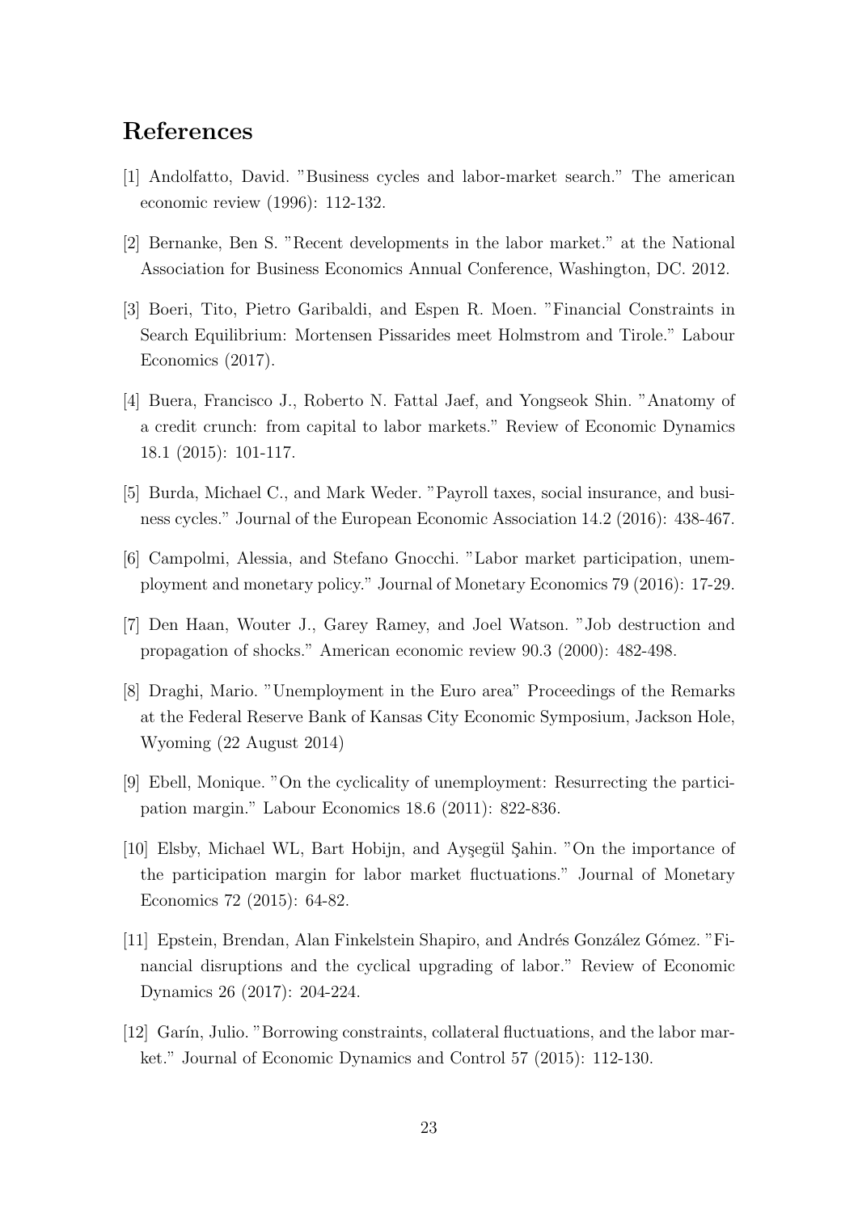## References

[1] Andolfatto, David. "Business cycles and labor-market search." The american economic review (1996): 112-132.

[2] Bernanke, Ben S. "Recent developments in the labor market." at the National Association for Business Economics Annual Conference, Washington, DC. 2012.

[3] Boeri, Tito, Pietro Garibaldi, and Espen R. Moen. "Financial Constraints in Search Equilibrium: Mortensen Pissarides meet Holmstrom and Tirole." Labour Economics (2017).

[4] Buera, Francisco J., Roberto N. Fattal Jaef, and Yongseok Shin. "Anatomy of a credit crunch: from capital to labor markets." Review of Economic Dynamics 18.1 (2015): 101-117.

[5] Burda, Michael C., and Mark Weder. "Payroll taxes, social insurance, and business cycles." Journal of the European Economic Association 14.2 (2016): 438-467.

[6] Campolmi, Alessia, and Stefano Gnocchi. "Labor market participation, unemployment and monetary policy." Journal of Monetary Economics 79 (2016): 17-29.

[7] Den Haan, Wouter J., Garey Ramey, and Joel Watson. "Job destruction and propagation of shocks." American economic review 90.3 (2000): 482-498.

[8] Draghi, Mario. "Unemployment in the Euro area" Proceedings of the Remarks at the Federal Reserve Bank of Kansas City Economic Symposium, Jackson Hole, Wyoming (22 August 2014)

[9] Ebell, Monique. "On the cyclicality of unemployment: Resurrecting the participation margin." Labour Economics 18.6 (2011): 822-836.

[10] Elsby, Michael WL, Bart Hobijn, and Ayşegül Şahin. "On the importance of the participation margin for labor market fluctuations." Journal of Monetary Economics 72 (2015): 64-82.

[11] Epstein, Brendan, Alan Finkelstein Shapiro, and Andrés González Gómez. "Financial disruptions and the cyclical upgrading of labor." Review of Economic Dynamics 26 (2017): 204-224.

[12] Garín, Julio. "Borrowing constraints, collateral fluctuations, and the labor market." Journal of Economic Dynamics and Control 57 (2015): 112-130.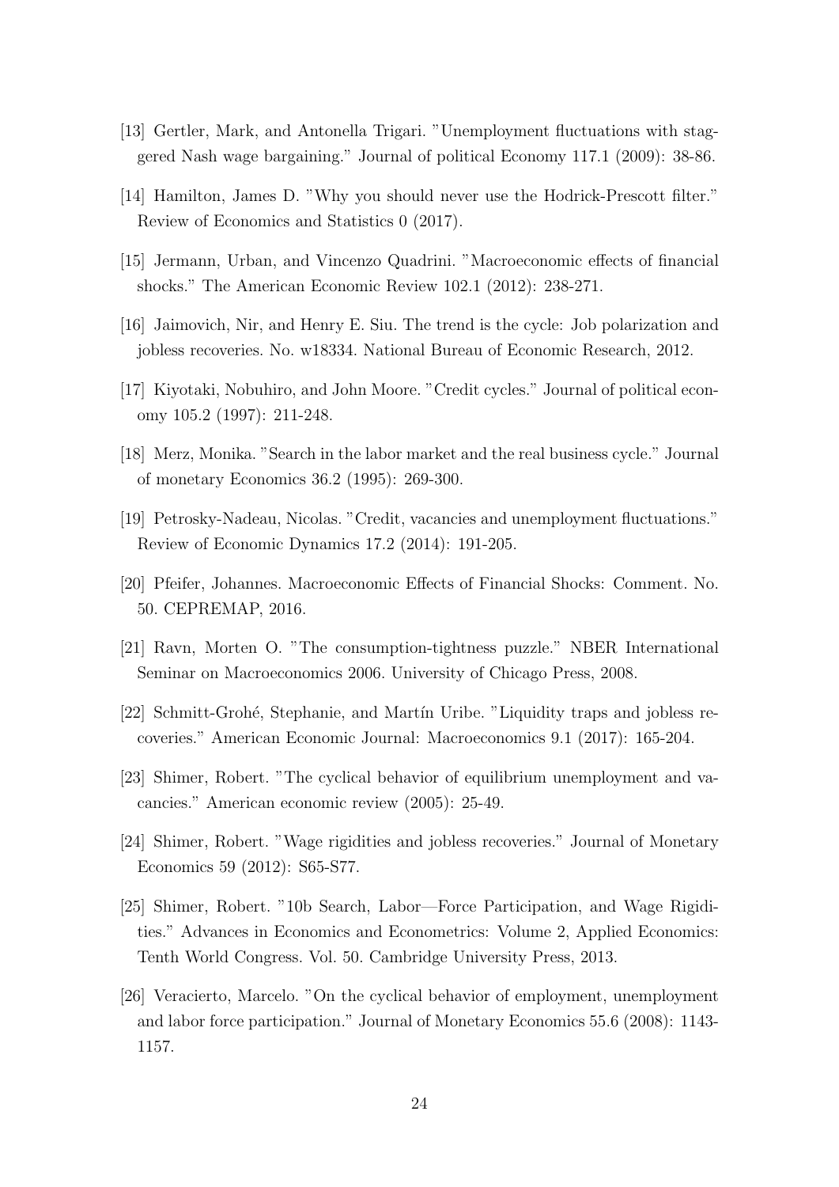[13] Gertler, Mark, and Antonella Trigari. "Unemployment fluctuations with staggered Nash wage bargaining." Journal of political Economy 117.1 (2009): 38-86.

[14] Hamilton, James D. "Why you should never use the Hodrick-Prescott filter." Review of Economics and Statistics 0 (2017).

[15] Jermann, Urban, and Vincenzo Quadrini. "Macroeconomic effects of financial shocks." The American Economic Review 102.1 (2012): 238-271.

[16] Jaimovich, Nir, and Henry E. Siu. The trend is the cycle: Job polarization and jobless recoveries. No. w18334. National Bureau of Economic Research, 2012.

[17] Kiyotaki, Nobuhiro, and John Moore. "Credit cycles." Journal of political economy 105.2 (1997): 211-248.

[18] Merz, Monika. "Search in the labor market and the real business cycle." Journal of monetary Economics 36.2 (1995): 269-300.

[19] Petrosky-Nadeau, Nicolas. "Credit, vacancies and unemployment fluctuations." Review of Economic Dynamics 17.2 (2014): 191-205.

[20] Pfeifer, Johannes. Macroeconomic Effects of Financial Shocks: Comment. No. 50. CEPREMAP, 2016.

[21] Ravn, Morten O. "The consumption-tightness puzzle." NBER International Seminar on Macroeconomics 2006. University of Chicago Press, 2008.

[22] Schmitt-Grohé, Stephanie, and Martín Uribe. "Liquidity traps and jobless recoveries." American Economic Journal: Macroeconomics 9.1 (2017): 165-204.

[23] Shimer, Robert. "The cyclical behavior of equilibrium unemployment and vacancies." American economic review (2005): 25-49.

[24] Shimer, Robert. "Wage rigidities and jobless recoveries." Journal of Monetary Economics 59 (2012): S65-S77.

[25] Shimer, Robert. "10b Search, Labor—Force Participation, and Wage Rigidities." Advances in Economics and Econometrics: Volume 2, Applied Economics: Tenth World Congress. Vol. 50. Cambridge University Press, 2013.

[26] Veracierto, Marcelo. "On the cyclical behavior of employment, unemployment and labor force participation." Journal of Monetary Economics 55.6 (2008): 1143-1157.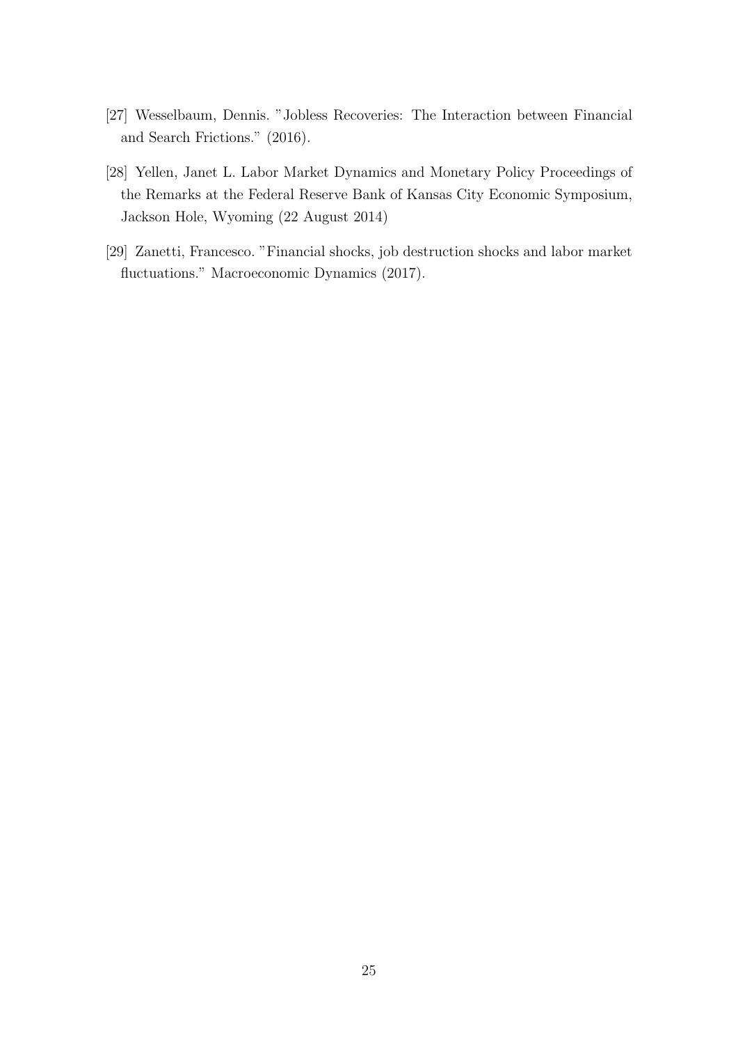[27] Wesselbaum, Dennis. "Jobless Recoveries: The Interaction between Financial and Search Frictions." (2016).

[28] Yellen, Janet L. Labor Market Dynamics and Monetary Policy Proceedings of the Remarks at the Federal Reserve Bank of Kansas City Economic Symposium, Jackson Hole, Wyoming (22 August 2014)

[29] Zanetti, Francesco. "Financial shocks, job destruction shocks and labor market fluctuations." Macroeconomic Dynamics (2017).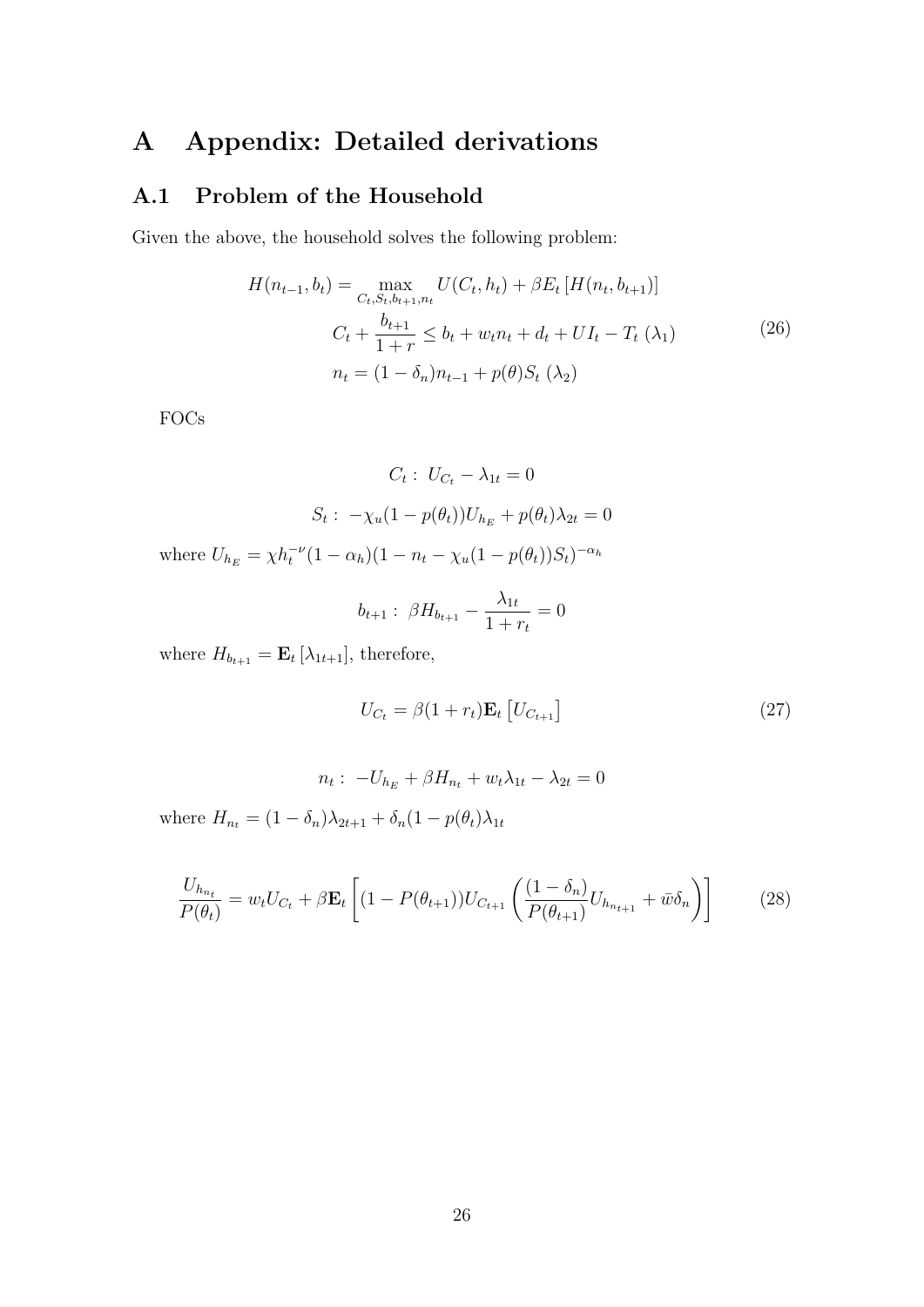# A Appendix: Detailed derivations

## A.1 Problem of the Household

Given the above, the household solves the following problem:

$$
\begin{aligned}
H(n_{t-1}, b_t) = \max_{C_t, S_t, b_{t+1}, n_t} & \; U(C_t, h_t) + \beta E_t \left[ H(n_t, b_{t+1}) \right] \\
& C_t + \frac{b_{t+1}}{1+r} \leq b_t + w_t n_t + d_t + UI_t - T_t \; (\lambda_1) \\
& n_t = (1-\delta_n) n_{t-1} + p(\theta) S_t \; (\lambda_2)
\end{aligned}
\tag{26}
$$

FOCs

$$
C_t : \; U_{C_t} - \lambda_{1t} = 0
$$

$$
S_t : \; -\chi_u (1 - p(\theta_t)) U_{h_E} + p(\theta_t) \lambda_{2t} = 0
$$

where $U_{h_E} = \chi h_t^{-\nu} (1-\alpha_h)(1 - n_t - \chi_u (1 - p(\theta_t)) S_t)^{-\alpha_h}$

$$
b_{t+1} : \; \beta H_{b_{t+1}} - \frac{\lambda_{1t}}{1+r_t} = 0
$$

where $H_{b_{t+1}} = \mathbf{E}_t \left[ \lambda_{1t+1} \right]$, therefore,

$$
U_{C_t} = \beta (1 + r_t) \mathbf{E}_t \left[ U_{C_{t+1}} \right]
\tag{27}
$$

$$
n_t : \; -U_{h_E} + \beta H_{n_t} + w_t \lambda_{1t} - \lambda_{2t} = 0
$$

where $H_{n_t} = (1-\delta_n) \lambda_{2t+1} + \delta_n (1 - p(\theta_t) \lambda_{1t}$

$$
\frac{U_{h_{n_t}}}{P(\theta_t)} = w_t U_{C_t} + \beta \mathbf{E}_t \left[ (1 - P(\theta_{t+1})) U_{C_{t+1}} \left( \frac{(1-\delta_n)}{P(\theta_{t+1})} U_{h_{n_{t+1}}} + \bar{w} \delta_n \right) \right]
\tag{28}
$$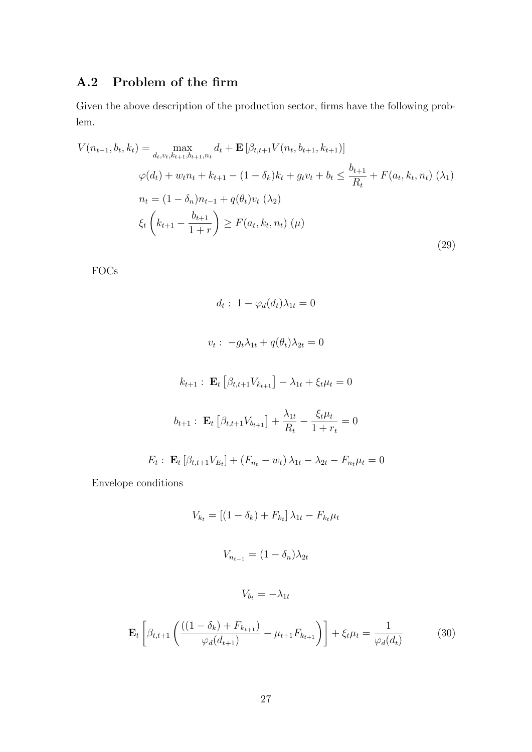## A.2 Problem of the firm

Given the above description of the production sector, firms have the following problem.

$$
\begin{aligned}
V(n_{t-1}, b_t, k_t) = \max_{d_t, v_t, k_{t+1}, b_{t+1}, n_t} \; & d_t + \mathbf{E}\left[\beta_{t,t+1} V(n_t, b_{t+1}, k_{t+1})\right] \\
& \varphi(d_t) + w_t n_t + k_{t+1} - (1-\delta_k)k_t + g_t v_t + b_t \leq \frac{b_{t+1}}{R_t} + F(a_t, k_t, n_t) \; (\lambda_1) \\
& n_t = (1-\delta_n) n_{t-1} + q(\theta_t) v_t \; (\lambda_2) \\
& \xi_t \left( k_{t+1} - \frac{b_{t+1}}{1+r} \right) \geq F(a_t, k_t, n_t) \; (\mu)
\end{aligned}
\tag{29}
$$

FOCs

$$
d_t : \; 1 - \varphi_d(d_t)\lambda_{1t} = 0
$$

$$
v_t : \; -g_t \lambda_{1t} + q(\theta_t)\lambda_{2t} = 0
$$

$$
k_{t+1} : \; \mathbf{E}_t\left[\beta_{t,t+1} V_{k_{t+1}}\right] - \lambda_{1t} + \xi_t \mu_t = 0
$$

$$
b_{t+1} : \; \mathbf{E}_t\left[\beta_{t,t+1} V_{b_{t+1}}\right] + \frac{\lambda_{1t}}{R_t} - \frac{\xi_t \mu_t}{1+r_t} = 0
$$

$$
E_t : \; \mathbf{E}_t\left[\beta_{t,t+1} V_{E_t}\right] + \left(F_{n_t} - w_t\right)\lambda_{1t} - \lambda_{2t} - F_{n_t}\mu_t = 0
$$

Envelope conditions

$$
V_{k_t} = \left[(1-\delta_k) + F_{k_t}\right]\lambda_{1t} - F_{k_t}\mu_t
$$

$$
V_{n_{t-1}} = (1-\delta_n)\lambda_{2t}
$$

$$
V_{b_t} = -\lambda_{1t}
$$

$$
\mathbf{E}_t\left[\beta_{t,t+1}\left(\frac{\left((1-\delta_k) + F_{k_{t+1}}\right)}{\varphi_d(d_{t+1})} - \mu_{t+1} F_{k_{t+1}}\right)\right] + \xi_t \mu_t = \frac{1}{\varphi_d(d_t)}
\tag{30}
$$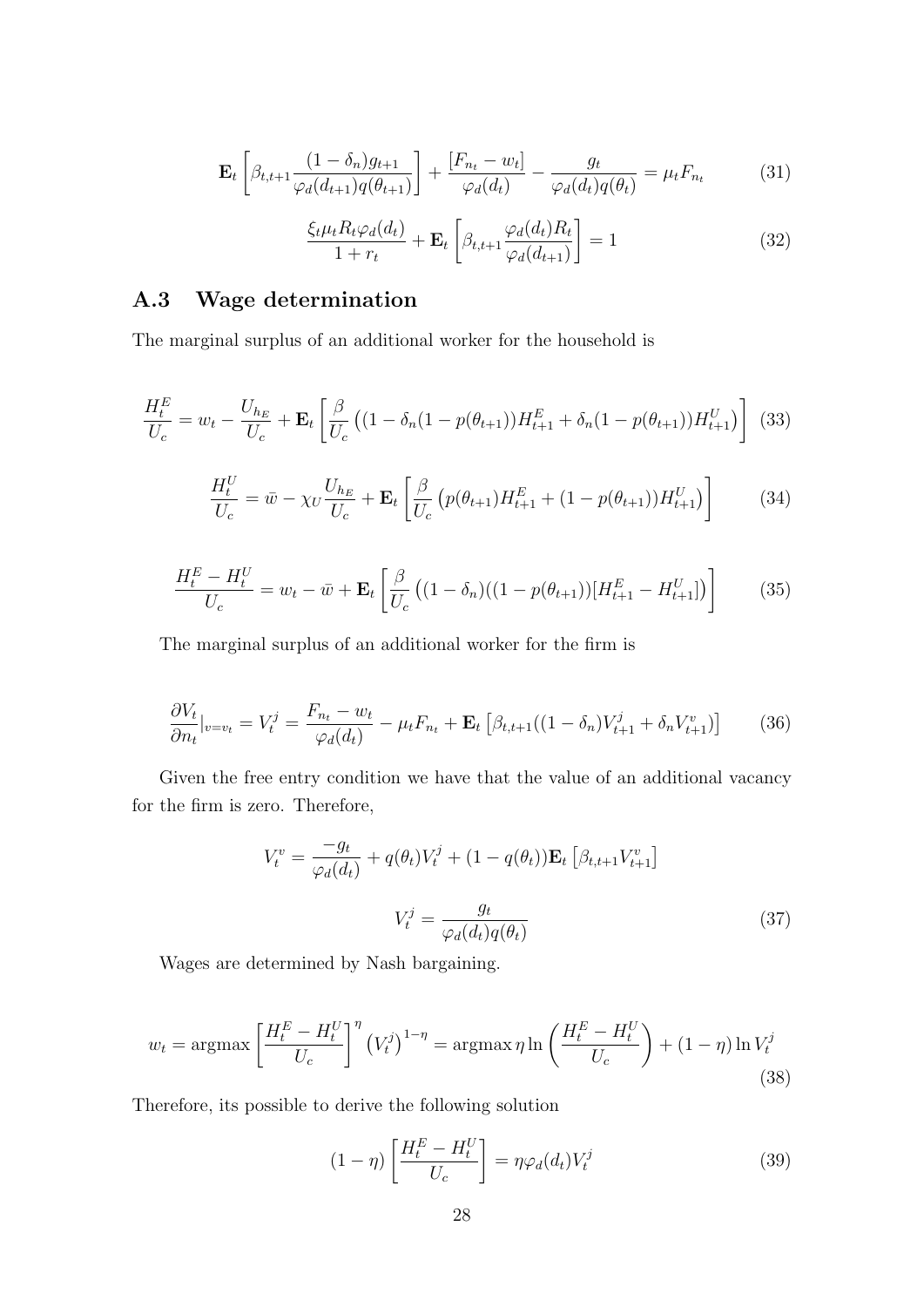$$\mathbf{E}_t\left[\beta_{t,t+1}\frac{(1-\delta_n)g_{t+1}}{\varphi_d(d_{t+1})q(\theta_{t+1})}\right]+\frac{[F_{n_t}-w_t]}{\varphi_d(d_t)}-\frac{g_t}{\varphi_d(d_t)q(\theta_t)}=\mu_t F_{n_t} \tag{31}$$

$$\frac{\xi_t\mu_t R_t\varphi_d(d_t)}{1+r_t}+\mathbf{E}_t\left[\beta_{t,t+1}\frac{\varphi_d(d_t)R_t}{\varphi_d(d_{t+1})}\right]=1 \tag{32}$$

## A.3 Wage determination

The marginal surplus of an additional worker for the household is

$$\frac{H_t^E}{U_c}=w_t-\frac{U_{h_E}}{U_c}+\mathbf{E}_t\left[\frac{\beta}{U_c}\left((1-\delta_n(1-p(\theta_{t+1}))H_{t+1}^E+\delta_n(1-p(\theta_{t+1}))H_{t+1}^U\right)\right] \tag{33}$$

$$\frac{H_t^U}{U_c}=\bar{w}-\chi_U\frac{U_{h_E}}{U_c}+\mathbf{E}_t\left[\frac{\beta}{U_c}\left(p(\theta_{t+1})H_{t+1}^E+(1-p(\theta_{t+1}))H_{t+1}^U\right)\right] \tag{34}$$

$$\frac{H_t^E-H_t^U}{U_c}=w_t-\bar{w}+\mathbf{E}_t\left[\frac{\beta}{U_c}\left((1-\delta_n)((1-p(\theta_{t+1}))[H_{t+1}^E-H_{t+1}^U]\right)\right] \tag{35}$$

The marginal surplus of an additional worker for the firm is

$$\frac{\partial V_t}{\partial n_t}|_{v=v_t}=V_t^j=\frac{F_{n_t}-w_t}{\varphi_d(d_t)}-\mu_t F_{n_t}+\mathbf{E}_t\left[\beta_{t,t+1}((1-\delta_n)V_{t+1}^j+\delta_n V_{t+1}^v)\right] \tag{36}$$

Given the free entry condition we have that the value of an additional vacancy for the firm is zero. Therefore,

$$V_t^v=\frac{-g_t}{\varphi_d(d_t)}+q(\theta_t)V_t^j+(1-q(\theta_t))\mathbf{E}_t\left[\beta_{t,t+1}V_{t+1}^v\right]$$

$$V_t^j=\frac{g_t}{\varphi_d(d_t)q(\theta_t)} \tag{37}$$

Wages are determined by Nash bargaining.

$$w_t=\text{argmax}\left[\frac{H_t^E-H_t^U}{U_c}\right]^\eta\left(V_t^j\right)^{1-\eta}=\text{argmax}\,\eta\ln\left(\frac{H_t^E-H_t^U}{U_c}\right)+(1-\eta)\ln V_t^j \tag{38}$$

Therefore, its possible to derive the following solution

$$(1-\eta)\left[\frac{H_t^E-H_t^U}{U_c}\right]=\eta\varphi_d(d_t)V_t^j \tag{39}$$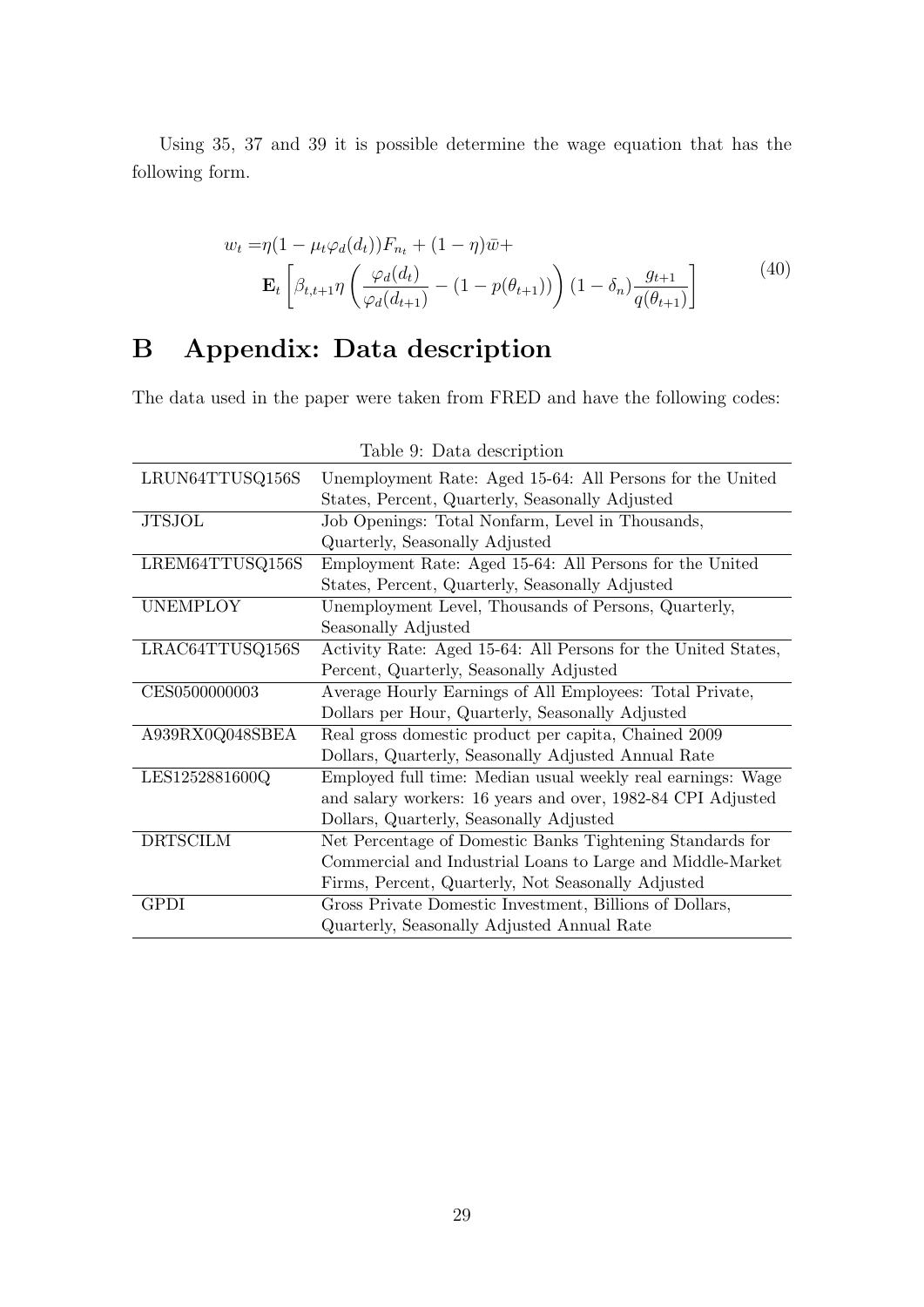Using 35, 37 and 39 it is possible determine the wage equation that has the following form.

$$
\begin{aligned}
w_t =& \eta(1-\mu_t\varphi_d(d_t))F_{n_t} + (1-\eta)\bar{w} + \\
& \mathbf{E}_t\left[\beta_{t,t+1}\eta\left(\frac{\varphi_d(d_t)}{\varphi_d(d_{t+1})} - (1-p(\theta_{t+1}))\right)(1-\delta_n)\frac{g_{t+1}}{q(\theta_{t+1})}\right]
\end{aligned} \tag{40}
$$

# B Appendix: Data description

The data used in the paper were taken from FRED and have the following codes:

Table 9: Data description

| Code | Description |
|---|---|
| LRUN64TTUSQ156S | Unemployment Rate: Aged 15-64: All Persons for the United States, Percent, Quarterly, Seasonally Adjusted |
| JTSJOL | Job Openings: Total Nonfarm, Level in Thousands, Quarterly, Seasonally Adjusted |
| LREM64TTUSQ156S | Employment Rate: Aged 15-64: All Persons for the United States, Percent, Quarterly, Seasonally Adjusted |
| UNEMPLOY | Unemployment Level, Thousands of Persons, Quarterly, Seasonally Adjusted |
| LRAC64TTUSQ156S | Activity Rate: Aged 15-64: All Persons for the United States, Percent, Quarterly, Seasonally Adjusted |
| CES0500000003 | Average Hourly Earnings of All Employees: Total Private, Dollars per Hour, Quarterly, Seasonally Adjusted |
| A939RX0Q048SBEA | Real gross domestic product per capita, Chained 2009 Dollars, Quarterly, Seasonally Adjusted Annual Rate |
| LES1252881600Q | Employed full time: Median usual weekly real earnings: Wage and salary workers: 16 years and over, 1982-84 CPI Adjusted Dollars, Quarterly, Seasonally Adjusted |
| DRTSCILM | Net Percentage of Domestic Banks Tightening Standards for Commercial and Industrial Loans to Large and Middle-Market Firms, Percent, Quarterly, Not Seasonally Adjusted |
| GPDI | Gross Private Domestic Investment, Billions of Dollars, Quarterly, Seasonally Adjusted Annual Rate |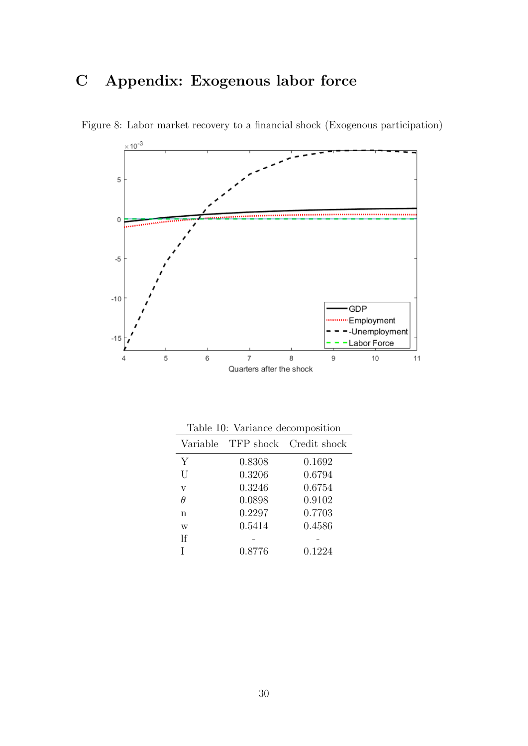# C Appendix: Exogenous labor force

Figure 8: Labor market recovery to a financial shock (Exogenous participation)

Table 10: Variance decomposition

| Variable | TFP shock | Credit shock |
|---|---|---|
| Y | 0.8308 | 0.1692 |
| U | 0.3206 | 0.6794 |
| v | 0.3246 | 0.6754 |
| $\theta$ | 0.0898 | 0.9102 |
| n | 0.2297 | 0.7703 |
| w | 0.5414 | 0.4586 |
| lf | - | - |
| I | 0.8776 | 0.1224 |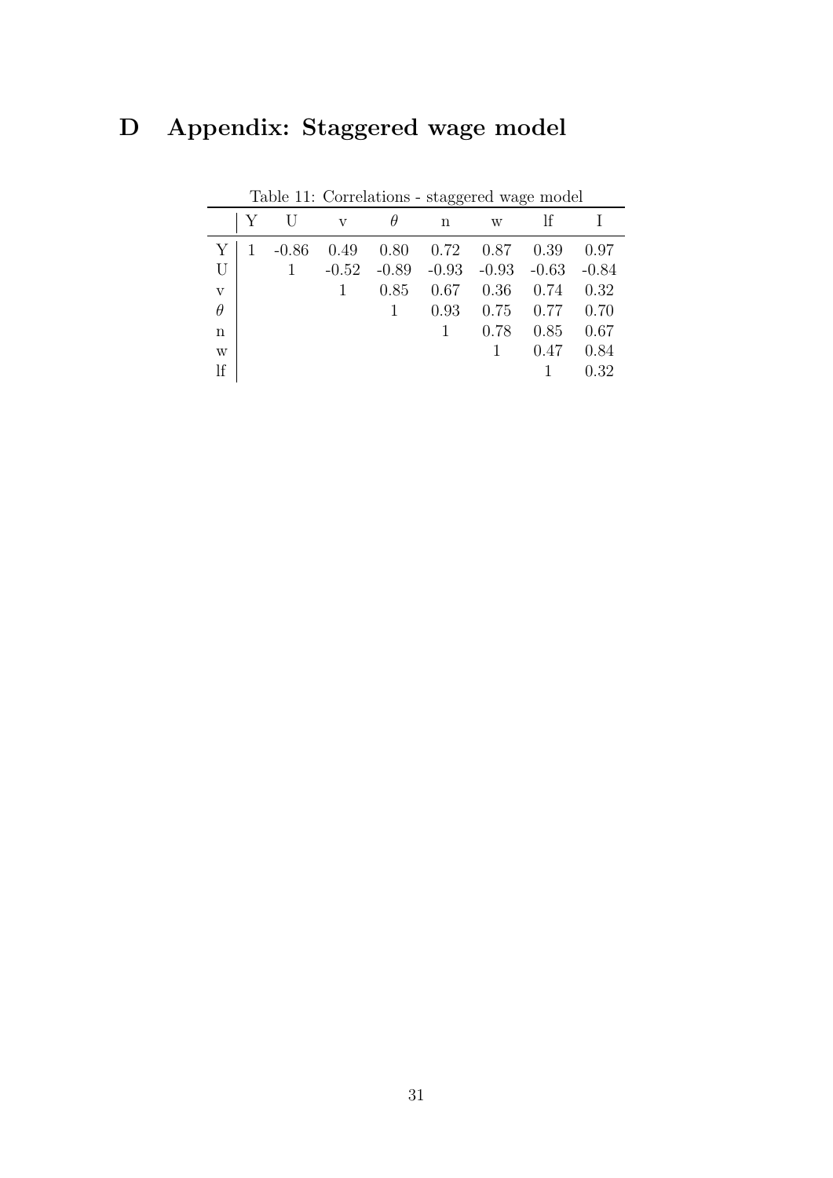# D Appendix: Staggered wage model

Table 11: Correlations - staggered wage model

| | Y | U | v | $\theta$ | n | w | lf | I |
|---|---|---|---|---|---|---|---|---|
| Y | 1 | -0.86 | 0.49 | 0.80 | 0.72 | 0.87 | 0.39 | 0.97 |
| U | | 1 | -0.52 | -0.89 | -0.93 | -0.93 | -0.63 | -0.84 |
| v | | | 1 | 0.85 | 0.67 | 0.36 | 0.74 | 0.32 |
| $\theta$ | | | | 1 | 0.93 | 0.75 | 0.77 | 0.70 |
| n | | | | | 1 | 0.78 | 0.85 | 0.67 |
| w | | | | | | 1 | 0.47 | 0.84 |
| lf | | | | | | | 1 | 0.32 |